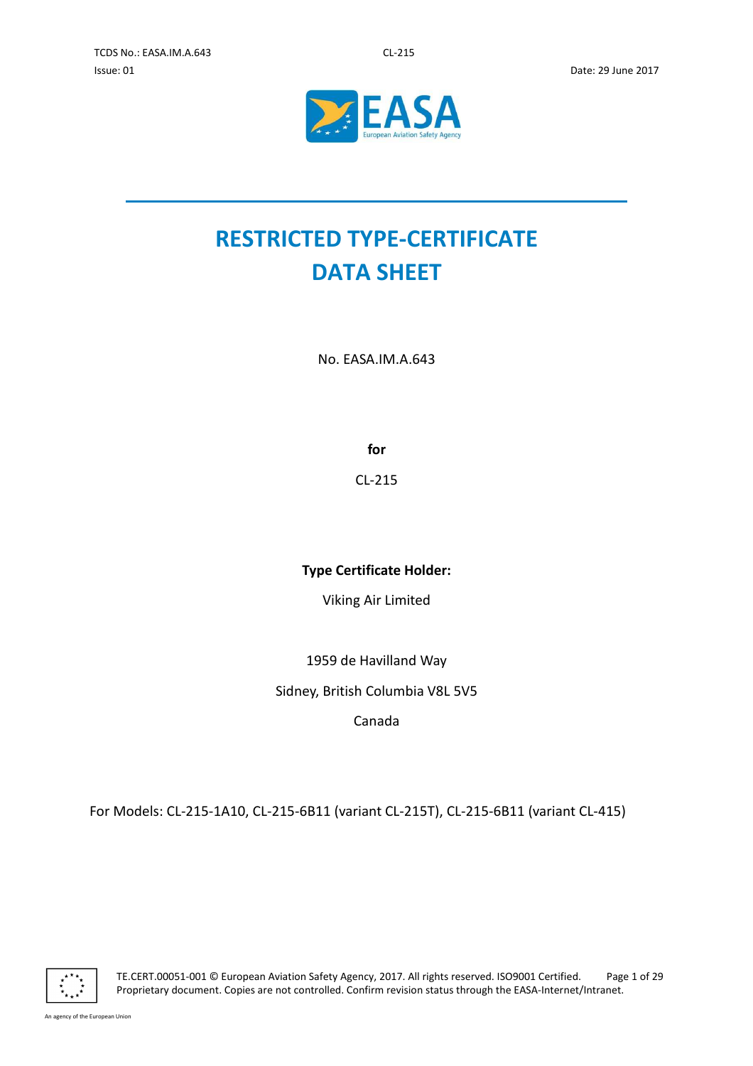# RESTRICTED TYPE-CERTIFICATE DATA SHEET

No. EASA.IM.A.643

**for**

CL-215

**Type Certificate Holder:**

Viking Air Limited

1959 de Havilland Way

Sidney, British Columbia V8L 5V5

Canada

For Models: CL-215-1A10, CL-215-6B11 (variant CL-215T), CL-215-6B11 (variant CL-415)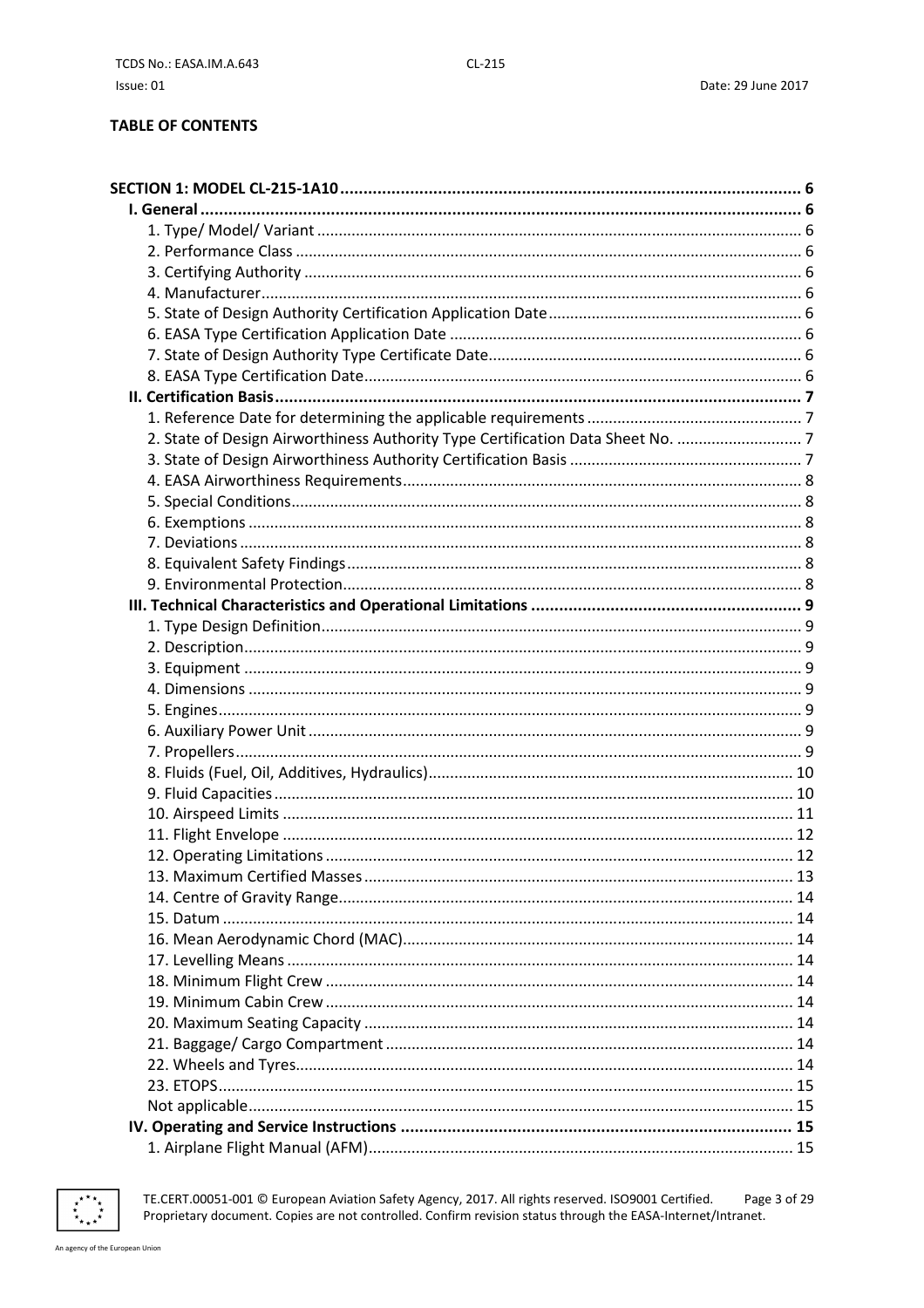**TABLE OF CONTENTS**

**SECTION 1: MODEL CL-215-1A10** ..... 6

**I. General** ..... 6

1. Type/ Model/ Variant ..... 6
2. Performance Class ..... 6
3. Certifying Authority ..... 6
4. Manufacturer ..... 6
5. State of Design Authority Certification Application Date ..... 6
6. EASA Type Certification Application Date ..... 6
7. State of Design Authority Type Certificate Date ..... 6
8. EASA Type Certification Date ..... 6

**II. Certification Basis** ..... 7

1. Reference Date for determining the applicable requirements ..... 7
2. State of Design Airworthiness Authority Type Certification Data Sheet No. ..... 7
3. State of Design Airworthiness Authority Certification Basis ..... 7
4. EASA Airworthiness Requirements ..... 8
5. Special Conditions ..... 8
6. Exemptions ..... 8
7. Deviations ..... 8
8. Equivalent Safety Findings ..... 8
9. Environmental Protection ..... 8

**III. Technical Characteristics and Operational Limitations** ..... 9

1. Type Design Definition ..... 9
2. Description ..... 9
3. Equipment ..... 9
4. Dimensions ..... 9
5. Engines ..... 9
6. Auxiliary Power Unit ..... 9
7. Propellers ..... 9
8. Fluids (Fuel, Oil, Additives, Hydraulics) ..... 10
9. Fluid Capacities ..... 10
10. Airspeed Limits ..... 11
11. Flight Envelope ..... 12
12. Operating Limitations ..... 12
13. Maximum Certified Masses ..... 13
14. Centre of Gravity Range ..... 14
15. Datum ..... 14
16. Mean Aerodynamic Chord (MAC) ..... 14
17. Levelling Means ..... 14
18. Minimum Flight Crew ..... 14
19. Minimum Cabin Crew ..... 14
20. Maximum Seating Capacity ..... 14
21. Baggage/ Cargo Compartment ..... 14
22. Wheels and Tyres ..... 14
23. ETOPS ..... 15

Not applicable ..... 15

**IV. Operating and Service Instructions** ..... 15

1. Airplane Flight Manual (AFM) ..... 15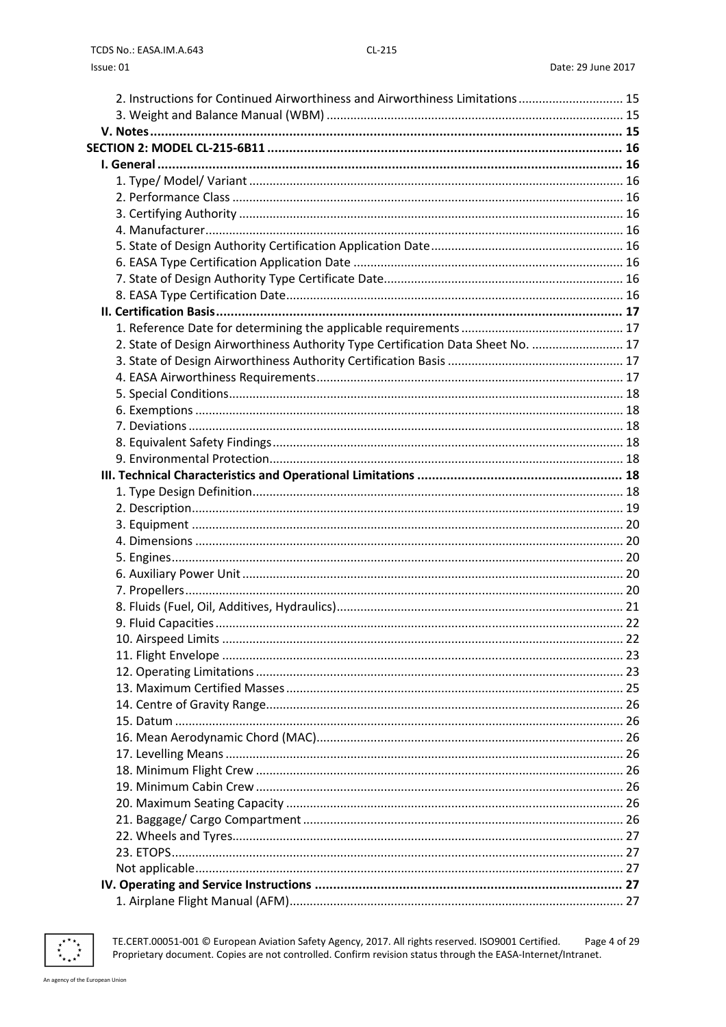2. Instructions for Continued Airworthiness and Airworthiness Limitations .............................. 15
3. Weight and Balance Manual (WBM) ....................................................................... 15

**V. Notes ............................................................................................................... 15**

**SECTION 2: MODEL CL-215-6B11 .................................................................................. 16**

**I. General ............................................................................................................... 16**

1. Type/ Model/ Variant ............................................................................................ 16
2. Performance Class ................................................................................................ 16
3. Certifying Authority .............................................................................................. 16
4. Manufacturer ......................................................................................................... 16
5. State of Design Authority Certification Application Date ........................................ 16
6. EASA Type Certification Application Date .............................................................. 16
7. State of Design Authority Type Certificate Date ..................................................... 16
8. EASA Type Certification Date ................................................................................. 16

**II. Certification Basis ............................................................................................... 17**

1. Reference Date for determining the applicable requirements ................................ 17
2. State of Design Airworthiness Authority Type Certification Data Sheet No. ........... 17
3. State of Design Airworthiness Authority Certification Basis .................................... 17
4. EASA Airworthiness Requirements ......................................................................... 17
5. Special Conditions .................................................................................................. 18
6. Exemptions ............................................................................................................ 18
7. Deviations .............................................................................................................. 18
8. Equivalent Safety Findings ...................................................................................... 18
9. Environmental Protection ....................................................................................... 18

**III. Technical Characteristics and Operational Limitations ........................................ 18**

1. Type Design Definition ........................................................................................... 18
2. Description ............................................................................................................. 19
3. Equipment ............................................................................................................. 20
4. Dimensions ............................................................................................................ 20
5. Engines ................................................................................................................... 20
6. Auxiliary Power Unit .............................................................................................. 20
7. Propellers ............................................................................................................... 20
8. Fluids (Fuel, Oil, Additives, Hydraulics) .................................................................. 21
9. Fluid Capacities ...................................................................................................... 22
10. Airspeed Limits ..................................................................................................... 22
11. Flight Envelope ..................................................................................................... 23
12. Operating Limitations .......................................................................................... 23
13. Maximum Certified Masses .................................................................................. 25
14. Centre of Gravity Range ....................................................................................... 26
15. Datum .................................................................................................................. 26
16. Mean Aerodynamic Chord (MAC) ......................................................................... 26
17. Levelling Means .................................................................................................... 26
18. Minimum Flight Crew ........................................................................................... 26
19. Minimum Cabin Crew ........................................................................................... 26
20. Maximum Seating Capacity .................................................................................. 26
21. Baggage/ Cargo Compartment ............................................................................. 26
22. Wheels and Tyres .................................................................................................. 27
23. ETOPS ................................................................................................................... 27
Not applicable ............................................................................................................ 27

**IV. Operating and Service Instructions .................................................................... 27**

1. Airplane Flight Manual (AFM) ................................................................................ 27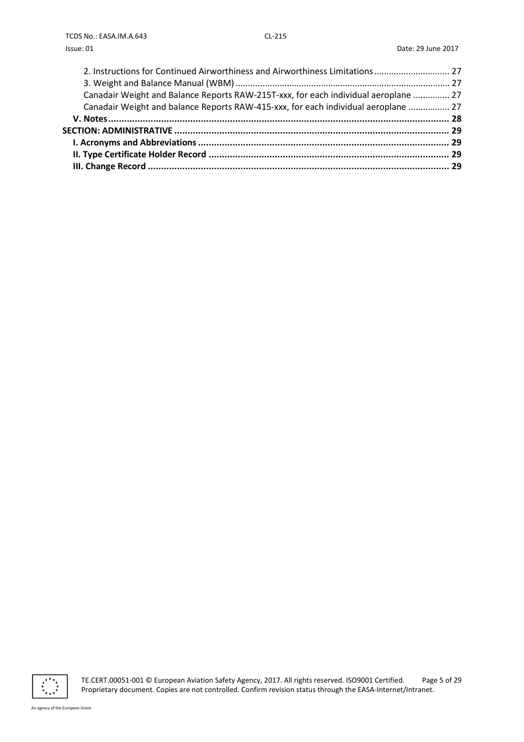2. Instructions for Continued Airworthiness and Airworthiness Limitations .............................. 27
3. Weight and Balance Manual (WBM) ...................................................................................... 27
Canadair Weight and Balance Reports RAW-215T-xxx, for each individual aeroplane .............. 27
Canadair Weight and balance Reports RAW-415-xxx, for each individual aeroplane ................ 27
**V. Notes................................................................................................................................ 28**
**SECTION: ADMINISTRATIVE ....................................................................................................... 29**
**I. Acronyms and Abbreviations .............................................................................................. 29**
**II. Type Certificate Holder Record .......................................................................................... 29**
**III. Change Record ................................................................................................................. 29**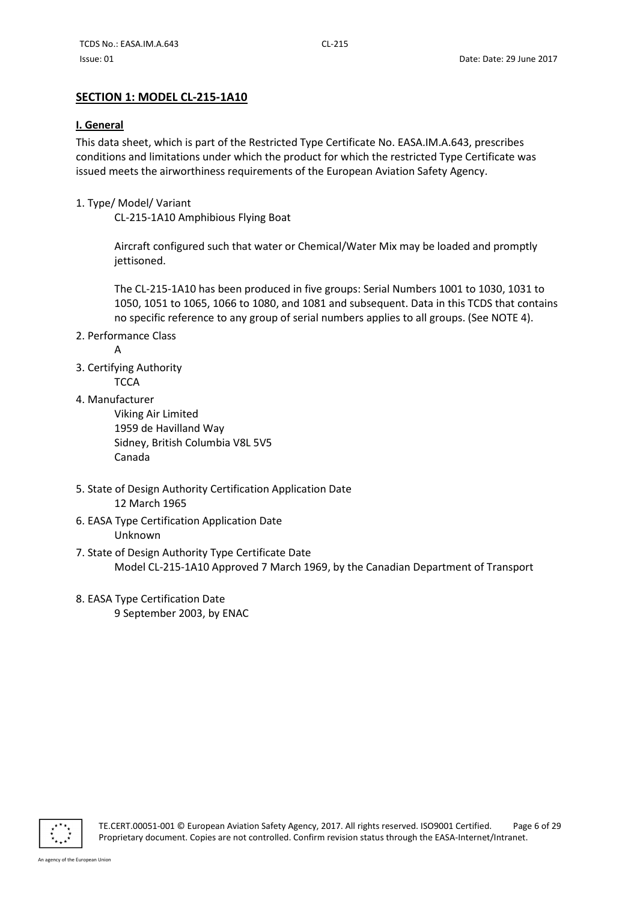## SECTION 1: MODEL CL-215-1A10

### I. General

This data sheet, which is part of the Restricted Type Certificate No. EASA.IM.A.643, prescribes conditions and limitations under which the product for which the restricted Type Certificate was issued meets the airworthiness requirements of the European Aviation Safety Agency.

1. Type/ Model/ Variant

   CL-215-1A10 Amphibious Flying Boat

   Aircraft configured such that water or Chemical/Water Mix may be loaded and promptly jettisoned.

   The CL-215-1A10 has been produced in five groups: Serial Numbers 1001 to 1030, 1031 to 1050, 1051 to 1065, 1066 to 1080, and 1081 and subsequent. Data in this TCDS that contains no specific reference to any group of serial numbers applies to all groups. (See NOTE 4).

2. Performance Class

   A

3. Certifying Authority

   TCCA

4. Manufacturer

   Viking Air Limited
   1959 de Havilland Way
   Sidney, British Columbia V8L 5V5
   Canada

5. State of Design Authority Certification Application Date

   12 March 1965

6. EASA Type Certification Application Date

   Unknown

7. State of Design Authority Type Certificate Date

   Model CL-215-1A10 Approved 7 March 1969, by the Canadian Department of Transport

8. EASA Type Certification Date

   9 September 2003, by ENAC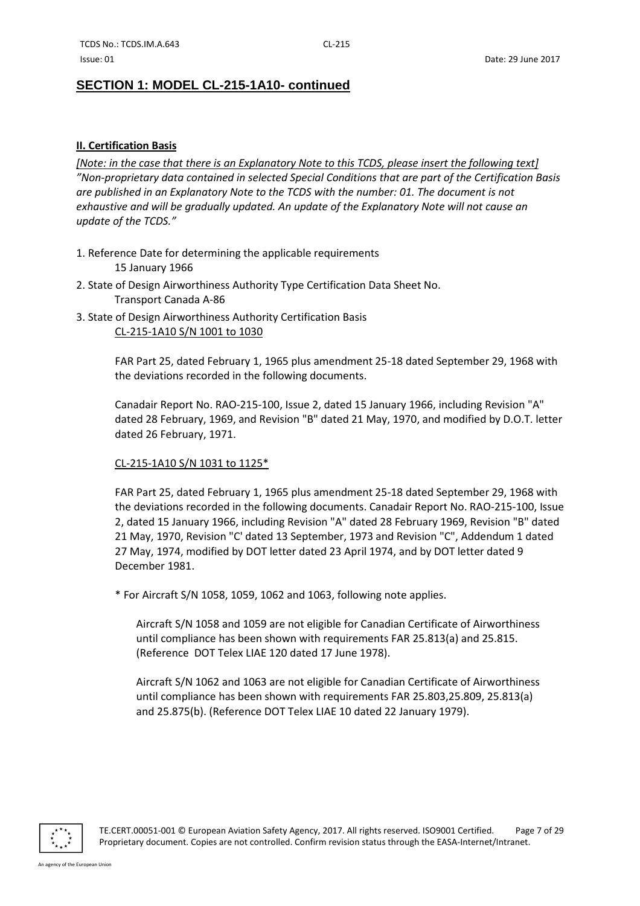## SECTION 1: MODEL CL-215-1A10- continued

### II. Certification Basis

*[Note: in the case that there is an Explanatory Note to this TCDS, please insert the following text] "Non-proprietary data contained in selected Special Conditions that are part of the Certification Basis are published in an Explanatory Note to the TCDS with the number: 01. The document is not exhaustive and will be gradually updated. An update of the Explanatory Note will not cause an update of the TCDS."*

1. Reference Date for determining the applicable requirements
   15 January 1966
2. State of Design Airworthiness Authority Type Certification Data Sheet No.
   Transport Canada A-86
3. State of Design Airworthiness Authority Certification Basis
   CL-215-1A10 S/N 1001 to 1030

   FAR Part 25, dated February 1, 1965 plus amendment 25-18 dated September 29, 1968 with the deviations recorded in the following documents.

   Canadair Report No. RAO-215-100, Issue 2, dated 15 January 1966, including Revision "A" dated 28 February, 1969, and Revision "B" dated 21 May, 1970, and modified by D.O.T. letter dated 26 February, 1971.

   CL-215-1A10 S/N 1031 to 1125*

   FAR Part 25, dated February 1, 1965 plus amendment 25-18 dated September 29, 1968 with the deviations recorded in the following documents. Canadair Report No. RAO-215-100, Issue 2, dated 15 January 1966, including Revision "A" dated 28 February 1969, Revision "B" dated 21 May, 1970, Revision "C' dated 13 September, 1973 and Revision "C", Addendum 1 dated 27 May, 1974, modified by DOT letter dated 23 April 1974, and by DOT letter dated 9 December 1981.

   * For Aircraft S/N 1058, 1059, 1062 and 1063, following note applies.

     Aircraft S/N 1058 and 1059 are not eligible for Canadian Certificate of Airworthiness until compliance has been shown with requirements FAR 25.813(a) and 25.815. (Reference DOT Telex LIAE 120 dated 17 June 1978).

     Aircraft S/N 1062 and 1063 are not eligible for Canadian Certificate of Airworthiness until compliance has been shown with requirements FAR 25.803,25.809, 25.813(a) and 25.875(b). (Reference DOT Telex LIAE 10 dated 22 January 1979).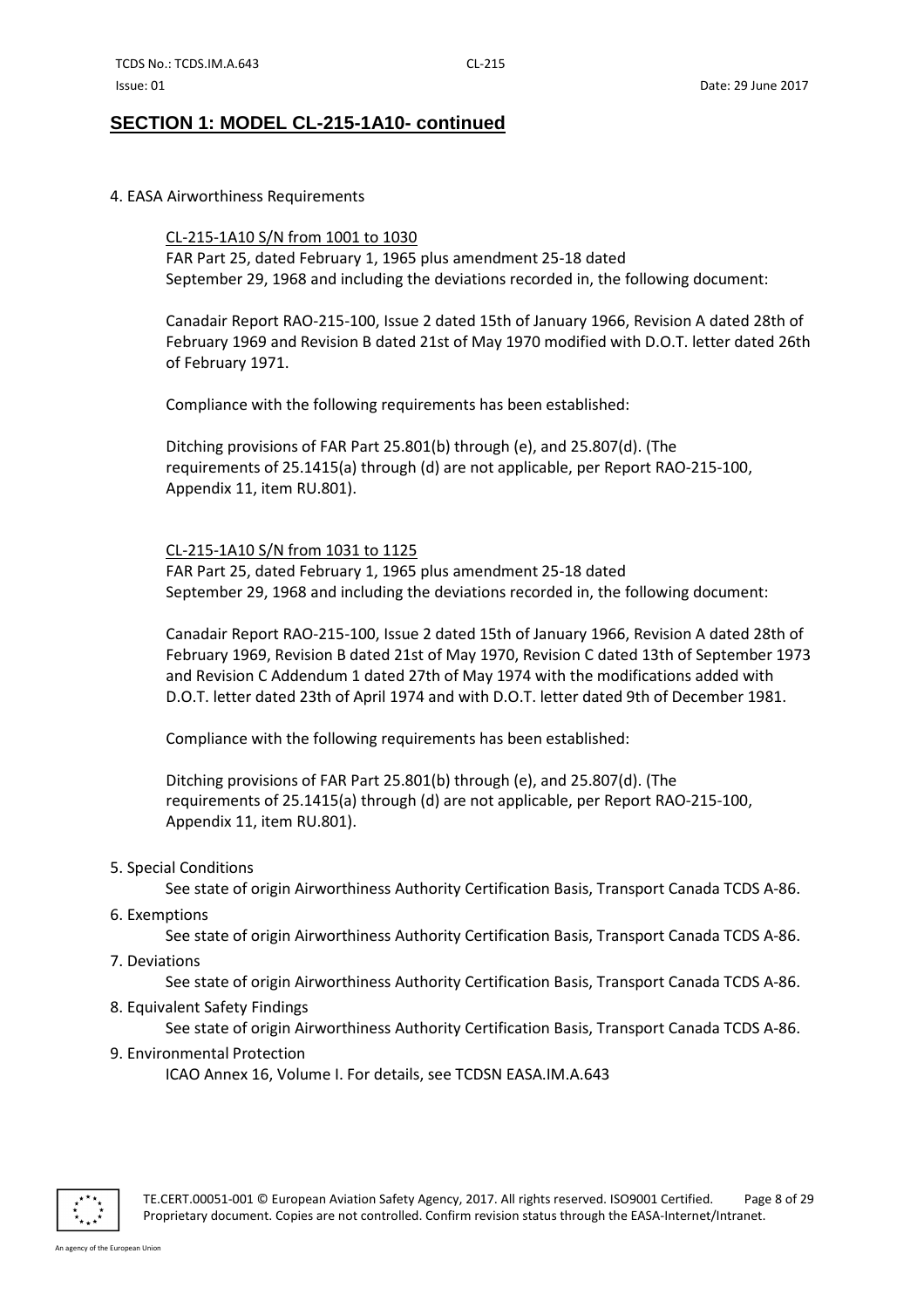## SECTION 1: MODEL CL-215-1A10- continued

4. EASA Airworthiness Requirements

CL-215-1A10 S/N from 1001 to 1030
FAR Part 25, dated February 1, 1965 plus amendment 25-18 dated September 29, 1968 and including the deviations recorded in, the following document:

Canadair Report RAO-215-100, Issue 2 dated 15th of January 1966, Revision A dated 28th of February 1969 and Revision B dated 21st of May 1970 modified with D.O.T. letter dated 26th of February 1971.

Compliance with the following requirements has been established:

Ditching provisions of FAR Part 25.801(b) through (e), and 25.807(d). (The requirements of 25.1415(a) through (d) are not applicable, per Report RAO-215-100, Appendix 11, item RU.801).

CL-215-1A10 S/N from 1031 to 1125
FAR Part 25, dated February 1, 1965 plus amendment 25-18 dated September 29, 1968 and including the deviations recorded in, the following document:

Canadair Report RAO-215-100, Issue 2 dated 15th of January 1966, Revision A dated 28th of February 1969, Revision B dated 21st of May 1970, Revision C dated 13th of September 1973 and Revision C Addendum 1 dated 27th of May 1974 with the modifications added with D.O.T. letter dated 23th of April 1974 and with D.O.T. letter dated 9th of December 1981.

Compliance with the following requirements has been established:

Ditching provisions of FAR Part 25.801(b) through (e), and 25.807(d). (The requirements of 25.1415(a) through (d) are not applicable, per Report RAO-215-100, Appendix 11, item RU.801).

5. Special Conditions
   See state of origin Airworthiness Authority Certification Basis, Transport Canada TCDS A-86.

6. Exemptions
   See state of origin Airworthiness Authority Certification Basis, Transport Canada TCDS A-86.

7. Deviations
   See state of origin Airworthiness Authority Certification Basis, Transport Canada TCDS A-86.

8. Equivalent Safety Findings
   See state of origin Airworthiness Authority Certification Basis, Transport Canada TCDS A-86.

9. Environmental Protection
   ICAO Annex 16, Volume I. For details, see TCDSN EASA.IM.A.643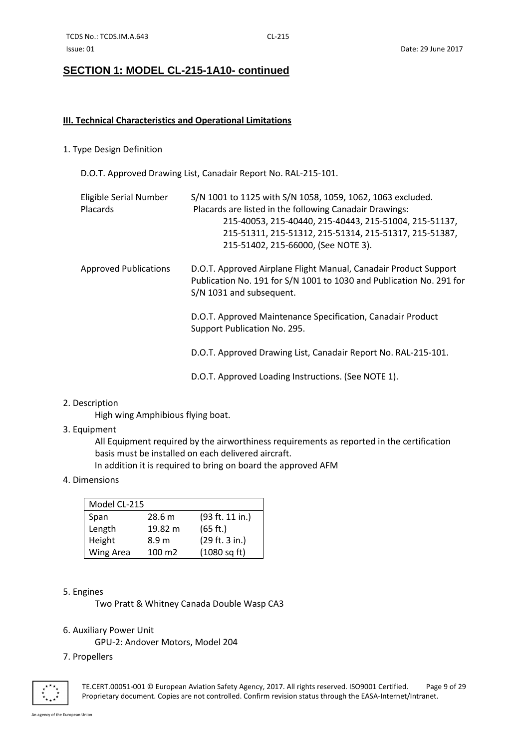## SECTION 1: MODEL CL-215-1A10- continued

### III. Technical Characteristics and Operational Limitations

1. Type Design Definition

D.O.T. Approved Drawing List, Canadair Report No. RAL-215-101.

| | |
|---|---|
| Eligible Serial Number | S/N 1001 to 1125 with S/N 1058, 1059, 1062, 1063 excluded. |
| Placards | Placards are listed in the following Canadair Drawings: 215-40053, 215-40440, 215-40443, 215-51004, 215-51137, 215-51311, 215-51312, 215-51314, 215-51317, 215-51387, 215-51402, 215-66000, (See NOTE 3). |
| Approved Publications | D.O.T. Approved Airplane Flight Manual, Canadair Product Support Publication No. 191 for S/N 1001 to 1030 and Publication No. 291 for S/N 1031 and subsequent. |
| | D.O.T. Approved Maintenance Specification, Canadair Product Support Publication No. 295. |
| | D.O.T. Approved Drawing List, Canadair Report No. RAL-215-101. |
| | D.O.T. Approved Loading Instructions. (See NOTE 1). |

2. Description

High wing Amphibious flying boat.

3. Equipment

All Equipment required by the airworthiness requirements as reported in the certification basis must be installed on each delivered aircraft.
In addition it is required to bring on board the approved AFM

4. Dimensions

| Model CL-215 | | |
|---|---|---|
| Span | 28.6 m | (93 ft. 11 in.) |
| Length | 19.82 m | (65 ft.) |
| Height | 8.9 m | (29 ft. 3 in.) |
| Wing Area | 100 m2 | (1080 sq ft) |

5. Engines

Two Pratt & Whitney Canada Double Wasp CA3

6. Auxiliary Power Unit

GPU-2: Andover Motors, Model 204

7. Propellers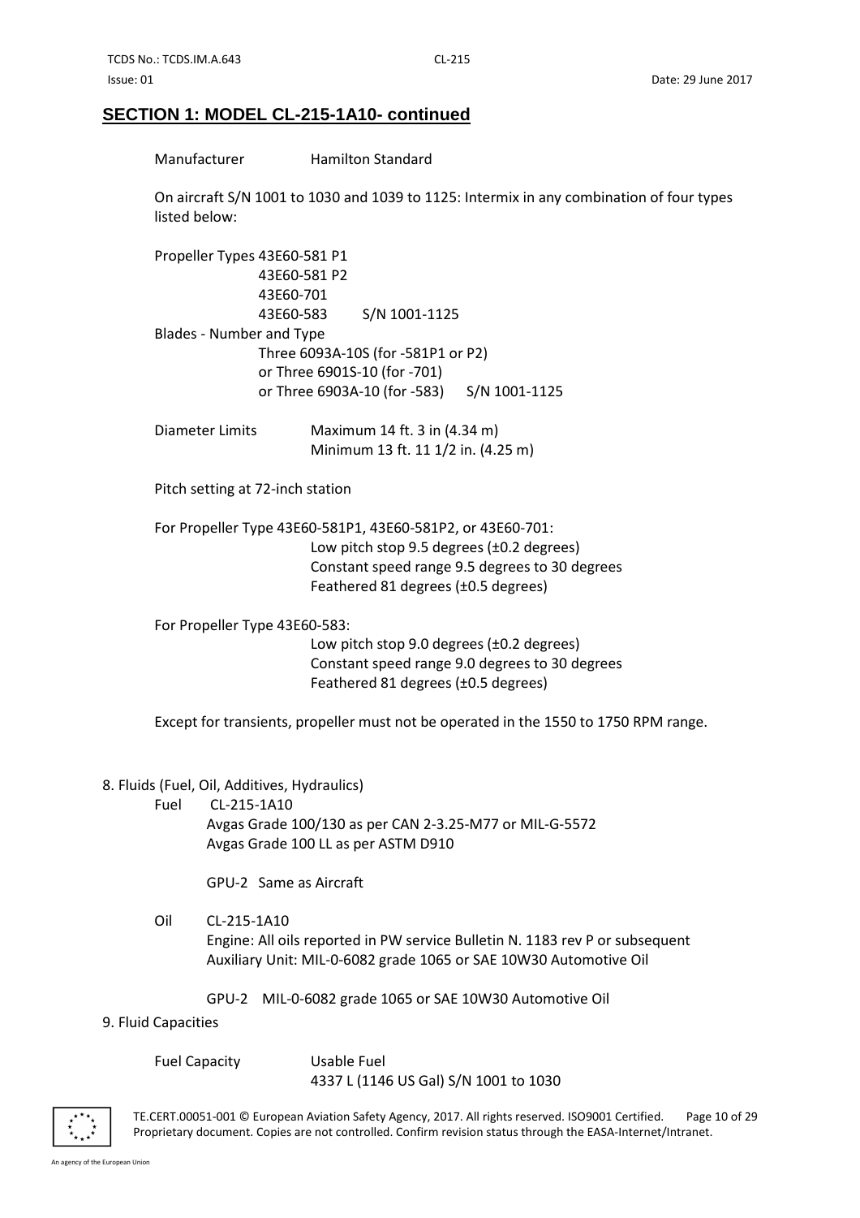## SECTION 1: MODEL CL-215-1A10- continued

Manufacturer Hamilton Standard

On aircraft S/N 1001 to 1030 and 1039 to 1125: Intermix in any combination of four types listed below:

Propeller Types 43E60-581 P1
43E60-581 P2
43E60-701
43E60-583 S/N 1001-1125

Blades - Number and Type
Three 6093A-10S (for -581P1 or P2)
or Three 6901S-10 (for -701)
or Three 6903A-10 (for -583) S/N 1001-1125

Diameter Limits Maximum 14 ft. 3 in (4.34 m)
Minimum 13 ft. 11 1/2 in. (4.25 m)

Pitch setting at 72-inch station

For Propeller Type 43E60-581P1, 43E60-581P2, or 43E60-701:
Low pitch stop 9.5 degrees (±0.2 degrees)
Constant speed range 9.5 degrees to 30 degrees
Feathered 81 degrees (±0.5 degrees)

For Propeller Type 43E60-583:
Low pitch stop 9.0 degrees (±0.2 degrees)
Constant speed range 9.0 degrees to 30 degrees
Feathered 81 degrees (±0.5 degrees)

Except for transients, propeller must not be operated in the 1550 to 1750 RPM range.

8. Fluids (Fuel, Oil, Additives, Hydraulics)

Fuel CL-215-1A10
Avgas Grade 100/130 as per CAN 2-3.25-M77 or MIL-G-5572
Avgas Grade 100 LL as per ASTM D910

GPU-2 Same as Aircraft

Oil CL-215-1A10
Engine: All oils reported in PW service Bulletin N. 1183 rev P or subsequent
Auxiliary Unit: MIL-0-6082 grade 1065 or SAE 10W30 Automotive Oil

GPU-2 MIL-0-6082 grade 1065 or SAE 10W30 Automotive Oil

9. Fluid Capacities

Fuel Capacity Usable Fuel
4337 L (1146 US Gal) S/N 1001 to 1030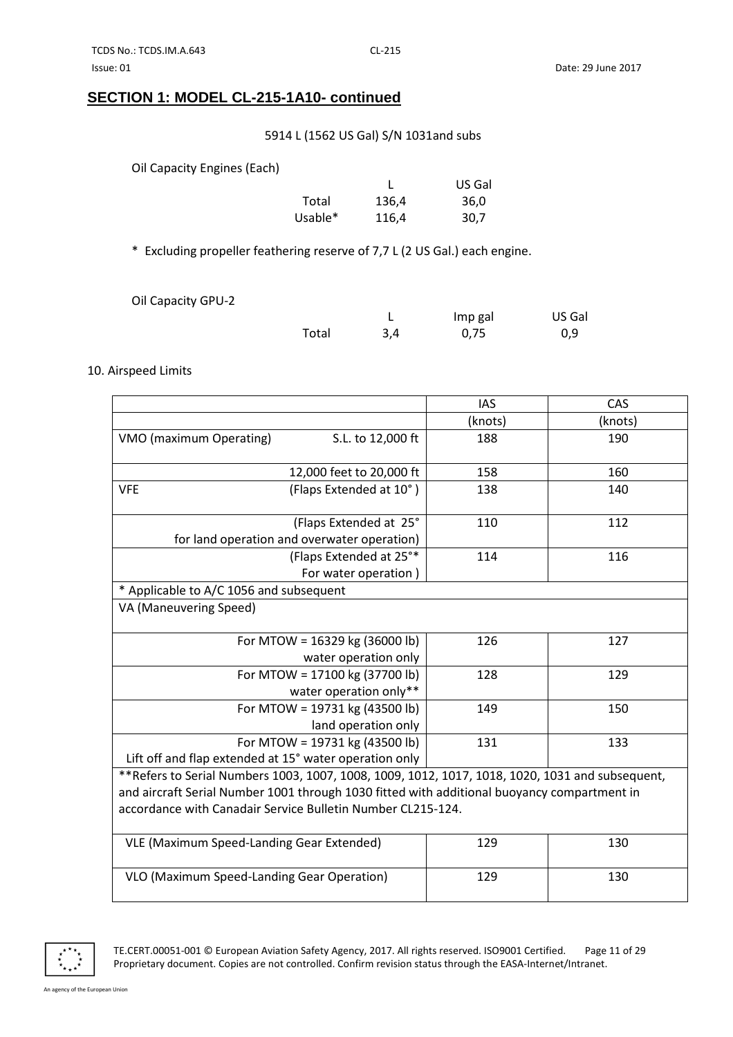## SECTION 1: MODEL CL-215-1A10- continued

5914 L (1562 US Gal) S/N 1031and subs

Oil Capacity Engines (Each)

| | L | US Gal |
|---|---|---|
| Total | 136,4 | 36,0 |
| Usable* | 116,4 | 30,7 |

\* Excluding propeller feathering reserve of 7,7 L (2 US Gal.) each engine.

Oil Capacity GPU-2

| | L | Imp gal | US Gal |
|---|---|---|---|
| Total | 3,4 | 0,75 | 0,9 |

10. Airspeed Limits

| | IAS (knots) | CAS (knots) |
|---|---|---|
| VMO (maximum Operating) S.L. to 12,000 ft | 188 | 190 |
| 12,000 feet to 20,000 ft | 158 | 160 |
| VFE (Flaps Extended at 10° ) | 138 | 140 |
| (Flaps Extended at 25° for land operation and overwater operation) | 110 | 112 |
| (Flaps Extended at 25°* For water operation ) | 114 | 116 |
| * Applicable to A/C 1056 and subsequent | | |
| VA (Maneuvering Speed) | | |
| For MTOW = 16329 kg (36000 lb) water operation only | 126 | 127 |
| For MTOW = 17100 kg (37700 lb) water operation only** | 128 | 129 |
| For MTOW = 19731 kg (43500 lb) land operation only | 149 | 150 |
| For MTOW = 19731 kg (43500 lb) Lift off and flap extended at 15° water operation only | 131 | 133 |
| **Refers to Serial Numbers 1003, 1007, 1008, 1009, 1012, 1017, 1018, 1020, 1031 and subsequent, and aircraft Serial Number 1001 through 1030 fitted with additional buoyancy compartment in accordance with Canadair Service Bulletin Number CL215-124. | | |
| VLE (Maximum Speed-Landing Gear Extended) | 129 | 130 |
| VLO (Maximum Speed-Landing Gear Operation) | 129 | 130 |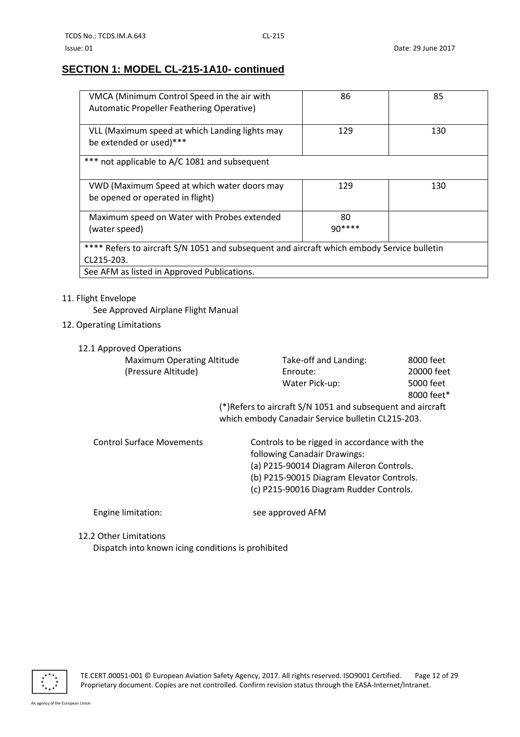## SECTION 1: MODEL CL-215-1A10- continued

| | | |
|---|---|---|
| VMCA (Minimum Control Speed in the air with Automatic Propeller Feathering Operative) | 86 | 85 |
| VLL (Maximum speed at which Landing lights may be extended or used)*** | 129 | 130 |
| *** not applicable to A/C 1081 and subsequent | | |
| VWD (Maximum Speed at which water doors may be opened or operated in flight) | 129 | 130 |
| Maximum speed on Water with Probes extended (water speed) | 80<br>90**** | |
| **** Refers to aircraft S/N 1051 and subsequent and aircraft which embody Service bulletin CL215-203. | | |
| See AFM as listed in Approved Publications. | | |

11. Flight Envelope
    See Approved Airplane Flight Manual

12. Operating Limitations

    12.1 Approved Operations

| | | |
|---|---|---|
| Maximum Operating Altitude (Pressure Altitude) | Take-off and Landing: | 8000 feet |
| | Enroute: | 20000 feet |
| | Water Pick-up: | 5000 feet<br>8000 feet* |

(*)Refers to aircraft S/N 1051 and subsequent and aircraft which embody Canadair Service bulletin CL215-203.

Control Surface Movements: Controls to be rigged in accordance with the following Canadair Drawings:
(a) P215-90014 Diagram Aileron Controls.
(b) P215-90015 Diagram Elevator Controls.
(c) P215-90016 Diagram Rudder Controls.

Engine limitation: see approved AFM

    12.2 Other Limitations
    Dispatch into known icing conditions is prohibited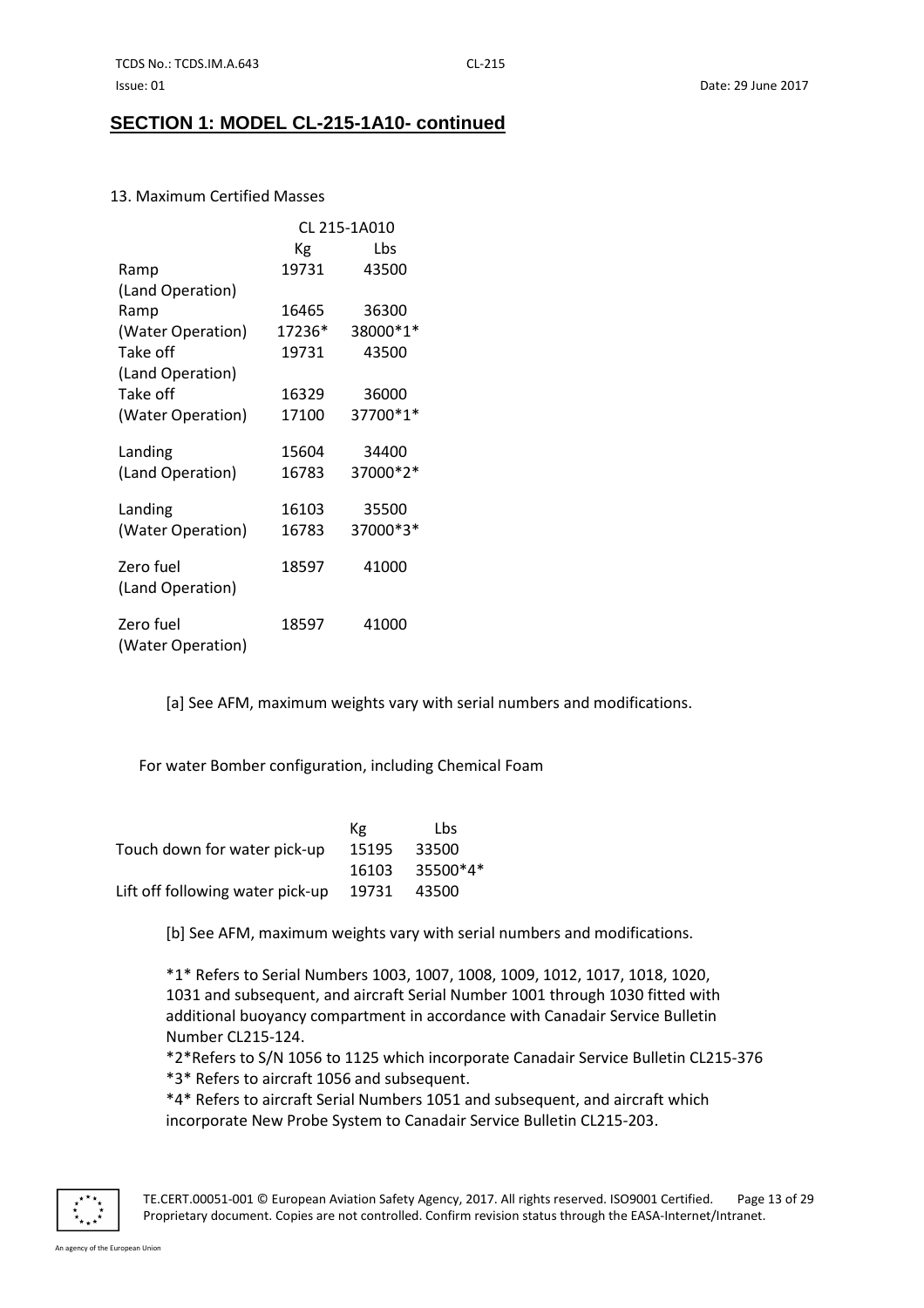## SECTION 1: MODEL CL-215-1A10- continued

13. Maximum Certified Masses

| | CL 215-1A010 | |
|---|---|---|
| | Kg | Lbs |
| Ramp (Land Operation) | 19731 | 43500 |
| Ramp (Water Operation) | 16465<br>17236* | 36300<br>38000*1* |
| Take off (Land Operation) | 19731 | 43500 |
| Take off (Water Operation) | 16329<br>17100 | 36000<br>37700*1* |
| Landing (Land Operation) | 15604<br>16783 | 34400<br>37000*2* |
| Landing (Water Operation) | 16103<br>16783 | 35500<br>37000*3* |
| Zero fuel (Land Operation) | 18597 | 41000 |
| Zero fuel (Water Operation) | 18597 | 41000 |

[a] See AFM, maximum weights vary with serial numbers and modifications.

For water Bomber configuration, including Chemical Foam

| | Kg | Lbs |
|---|---|---|
| Touch down for water pick-up | 15195<br>16103 | 33500<br>35500*4* |
| Lift off following water pick-up | 19731 | 43500 |

[b] See AFM, maximum weights vary with serial numbers and modifications.

*1* Refers to Serial Numbers 1003, 1007, 1008, 1009, 1012, 1017, 1018, 1020, 1031 and subsequent, and aircraft Serial Number 1001 through 1030 fitted with additional buoyancy compartment in accordance with Canadair Service Bulletin Number CL215-124.

*2*Refers to S/N 1056 to 1125 which incorporate Canadair Service Bulletin CL215-376

*3* Refers to aircraft 1056 and subsequent.

*4* Refers to aircraft Serial Numbers 1051 and subsequent, and aircraft which incorporate New Probe System to Canadair Service Bulletin CL215-203.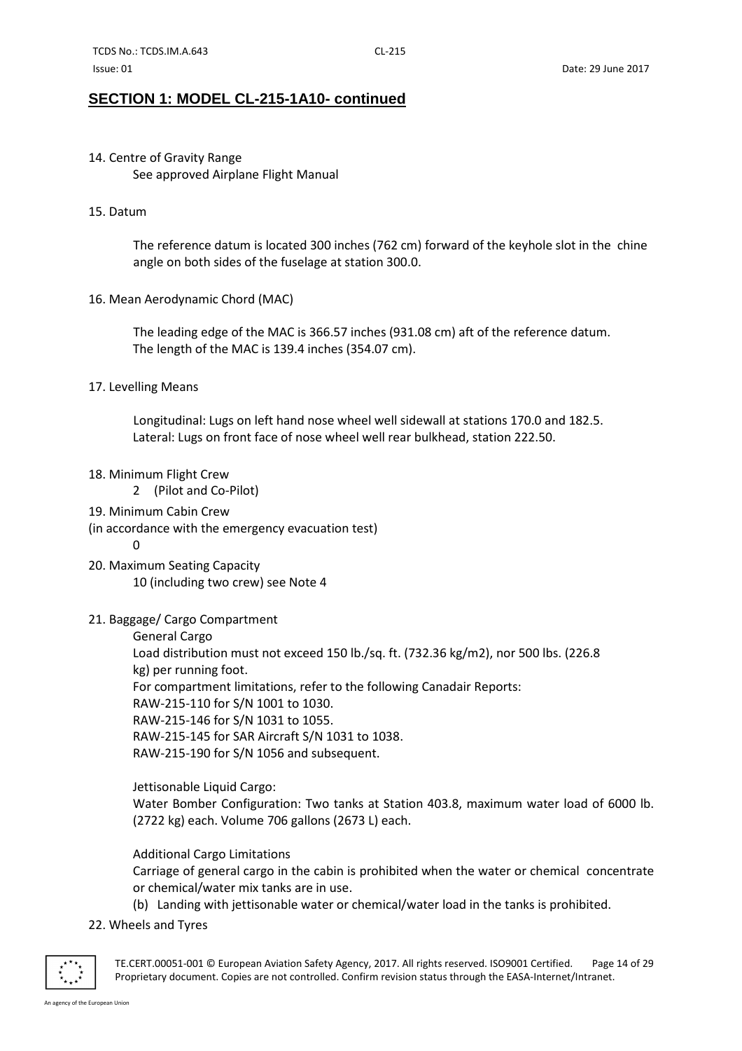## SECTION 1: MODEL CL-215-1A10- continued

14. Centre of Gravity Range

    See approved Airplane Flight Manual

15. Datum

    The reference datum is located 300 inches (762 cm) forward of the keyhole slot in the chine angle on both sides of the fuselage at station 300.0.

16. Mean Aerodynamic Chord (MAC)

    The leading edge of the MAC is 366.57 inches (931.08 cm) aft of the reference datum.
    The length of the MAC is 139.4 inches (354.07 cm).

17. Levelling Means

    Longitudinal: Lugs on left hand nose wheel well sidewall at stations 170.0 and 182.5.
    Lateral: Lugs on front face of nose wheel well rear bulkhead, station 222.50.

18. Minimum Flight Crew

    2 (Pilot and Co-Pilot)

19. Minimum Cabin Crew
(in accordance with the emergency evacuation test)

    0

20. Maximum Seating Capacity

    10 (including two crew) see Note 4

21. Baggage/ Cargo Compartment

    General Cargo
    Load distribution must not exceed 150 lb./sq. ft. (732.36 kg/m2), nor 500 lbs. (226.8 kg) per running foot.
    For compartment limitations, refer to the following Canadair Reports:
    RAW-215-110 for S/N 1001 to 1030.
    RAW-215-146 for S/N 1031 to 1055.
    RAW-215-145 for SAR Aircraft S/N 1031 to 1038.
    RAW-215-190 for S/N 1056 and subsequent.

    Jettisonable Liquid Cargo:
    Water Bomber Configuration: Two tanks at Station 403.8, maximum water load of 6000 lb. (2722 kg) each. Volume 706 gallons (2673 L) each.

    Additional Cargo Limitations
    Carriage of general cargo in the cabin is prohibited when the water or chemical concentrate or chemical/water mix tanks are in use.
    (b) Landing with jettisonable water or chemical/water load in the tanks is prohibited.

22. Wheels and Tyres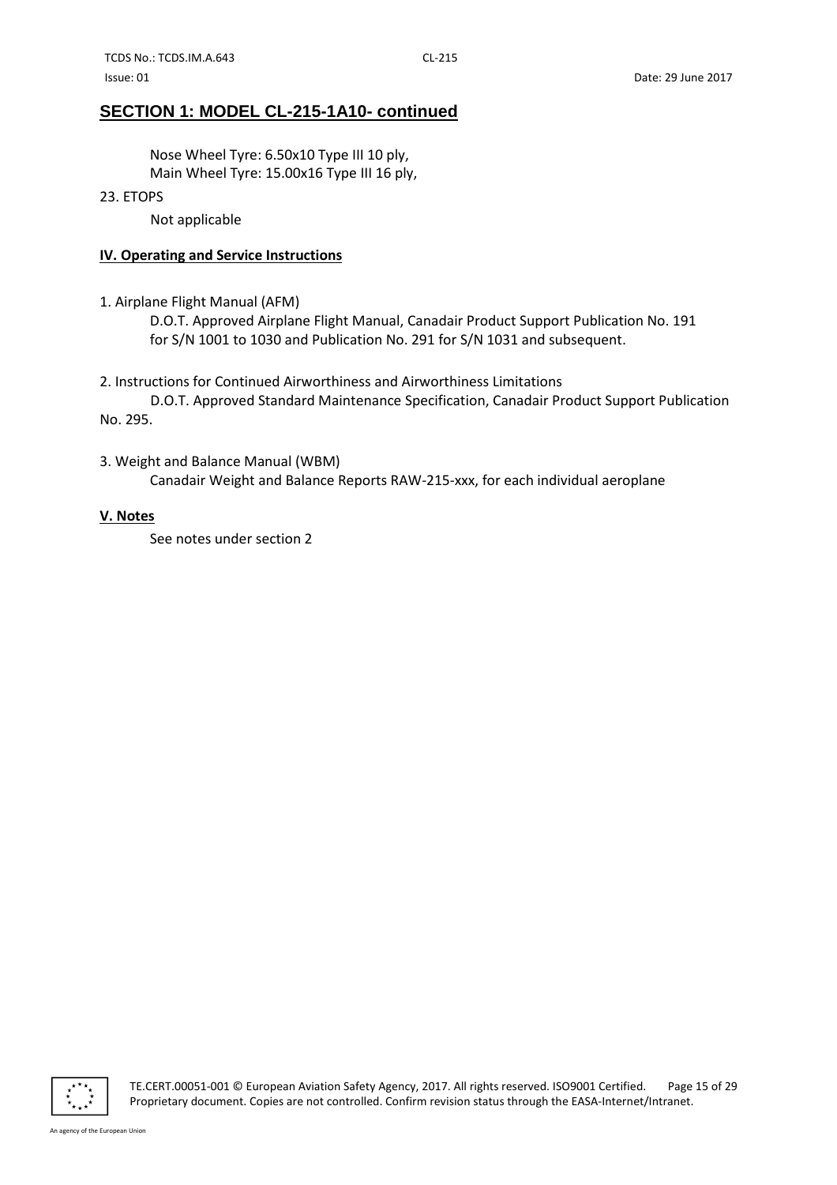## SECTION 1: MODEL CL-215-1A10- continued

Nose Wheel Tyre: 6.50x10 Type III 10 ply,
Main Wheel Tyre: 15.00x16 Type III 16 ply,

23. ETOPS

Not applicable

### IV. Operating and Service Instructions

1. Airplane Flight Manual (AFM)

   D.O.T. Approved Airplane Flight Manual, Canadair Product Support Publication No. 191 for S/N 1001 to 1030 and Publication No. 291 for S/N 1031 and subsequent.

2. Instructions for Continued Airworthiness and Airworthiness Limitations

   D.O.T. Approved Standard Maintenance Specification, Canadair Product Support Publication No. 295.

3. Weight and Balance Manual (WBM)

   Canadair Weight and Balance Reports RAW-215-xxx, for each individual aeroplane

### V. Notes

See notes under section 2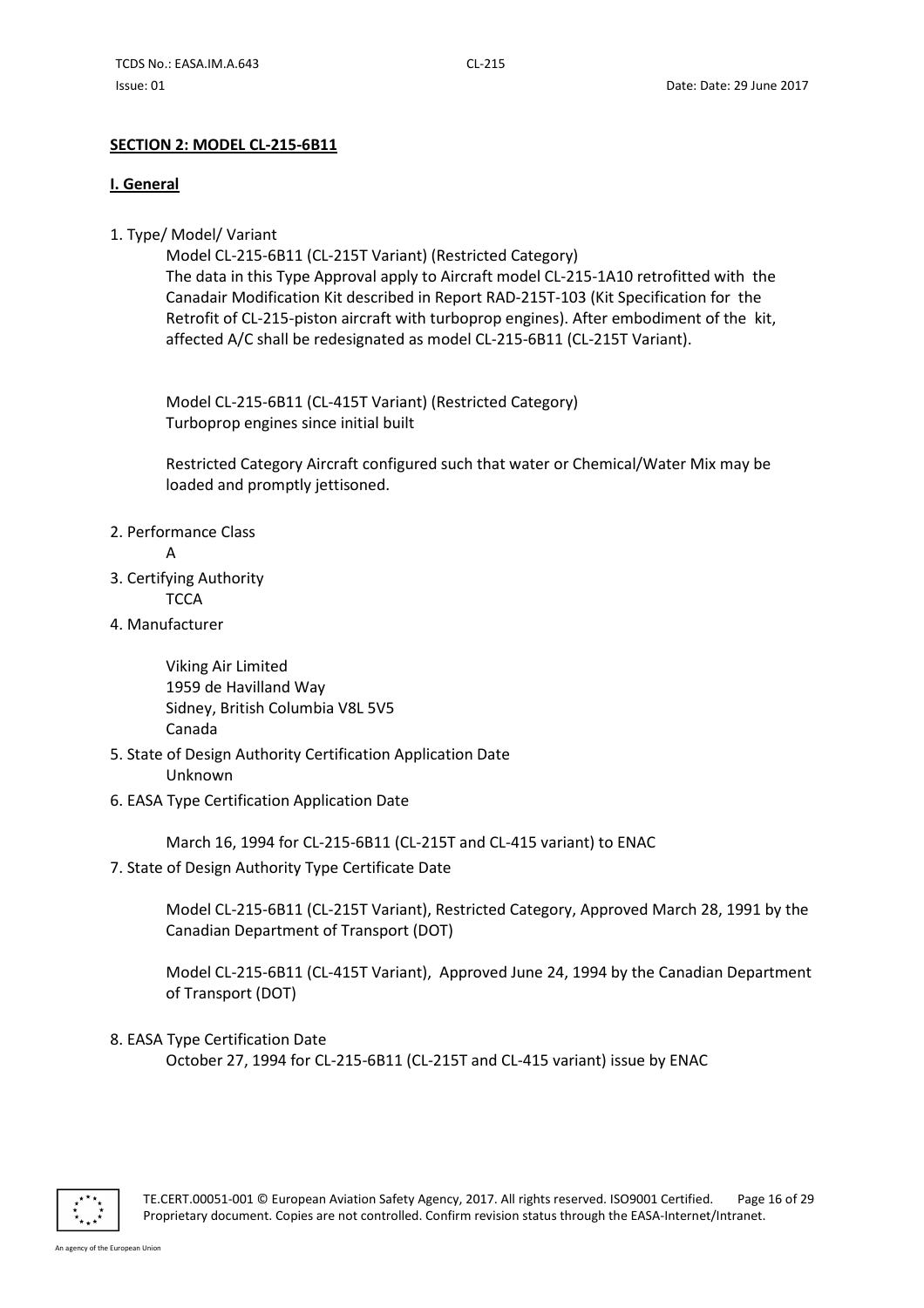**SECTION 2: MODEL CL-215-6B11**

**I. General**

1. Type/ Model/ Variant

   Model CL-215-6B11 (CL-215T Variant) (Restricted Category)
   The data in this Type Approval apply to Aircraft model CL-215-1A10 retrofitted with the Canadair Modification Kit described in Report RAD-215T-103 (Kit Specification for the Retrofit of CL-215-piston aircraft with turboprop engines). After embodiment of the kit, affected A/C shall be redesignated as model CL-215-6B11 (CL-215T Variant).

   Model CL-215-6B11 (CL-415T Variant) (Restricted Category)
   Turboprop engines since initial built

   Restricted Category Aircraft configured such that water or Chemical/Water Mix may be loaded and promptly jettisoned.

2. Performance Class

   A

3. Certifying Authority

   TCCA

4. Manufacturer

   Viking Air Limited
   1959 de Havilland Way
   Sidney, British Columbia V8L 5V5
   Canada

5. State of Design Authority Certification Application Date

   Unknown

6. EASA Type Certification Application Date

   March 16, 1994 for CL-215-6B11 (CL-215T and CL-415 variant) to ENAC

7. State of Design Authority Type Certificate Date

   Model CL-215-6B11 (CL-215T Variant), Restricted Category, Approved March 28, 1991 by the Canadian Department of Transport (DOT)

   Model CL-215-6B11 (CL-415T Variant), Approved June 24, 1994 by the Canadian Department of Transport (DOT)

8. EASA Type Certification Date

   October 27, 1994 for CL-215-6B11 (CL-215T and CL-415 variant) issue by ENAC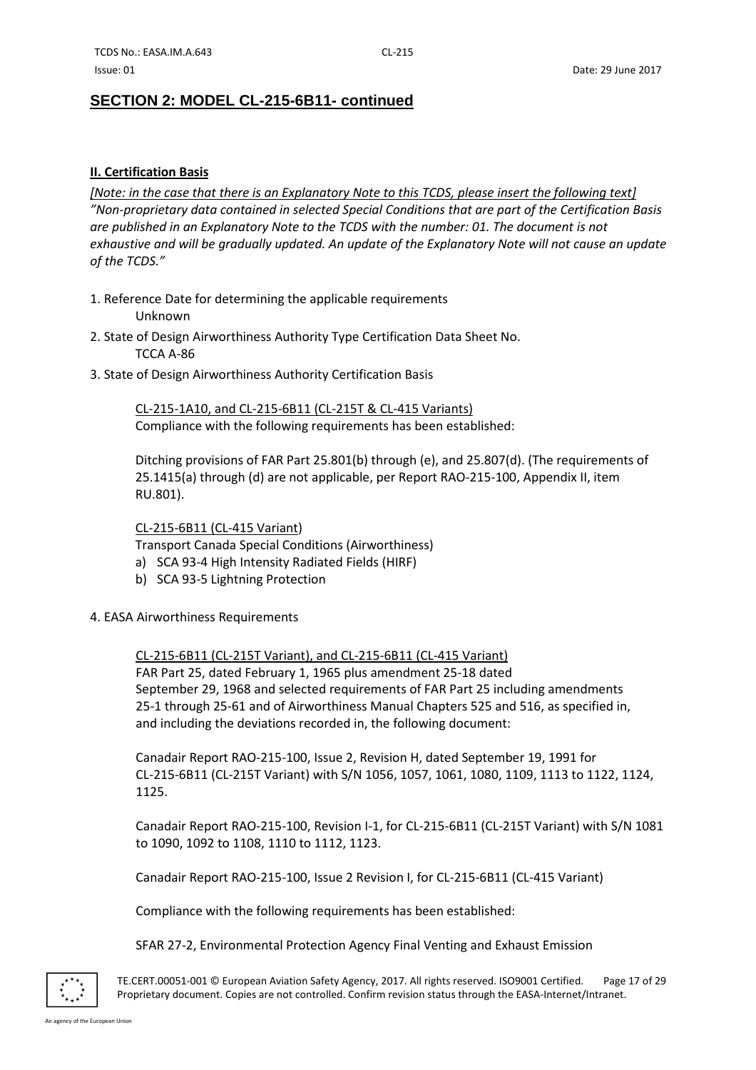## SECTION 2: MODEL CL-215-6B11- continued

**II. Certification Basis**

*[Note: in the case that there is an Explanatory Note to this TCDS, please insert the following text]*
*"Non-proprietary data contained in selected Special Conditions that are part of the Certification Basis are published in an Explanatory Note to the TCDS with the number: 01. The document is not exhaustive and will be gradually updated. An update of the Explanatory Note will not cause an update of the TCDS."*

1. Reference Date for determining the applicable requirements
   Unknown
2. State of Design Airworthiness Authority Type Certification Data Sheet No.
   TCCA A-86
3. State of Design Airworthiness Authority Certification Basis

   CL-215-1A10, and CL-215-6B11 (CL-215T & CL-415 Variants)
   Compliance with the following requirements has been established:

   Ditching provisions of FAR Part 25.801(b) through (e), and 25.807(d). (The requirements of 25.1415(a) through (d) are not applicable, per Report RAO-215-100, Appendix II, item RU.801).

   CL-215-6B11 (CL-415 Variant)
   Transport Canada Special Conditions (Airworthiness)
   a) SCA 93-4 High Intensity Radiated Fields (HIRF)
   b) SCA 93-5 Lightning Protection

4. EASA Airworthiness Requirements

   CL-215-6B11 (CL-215T Variant), and CL-215-6B11 (CL-415 Variant)
   FAR Part 25, dated February 1, 1965 plus amendment 25-18 dated September 29, 1968 and selected requirements of FAR Part 25 including amendments 25-1 through 25-61 and of Airworthiness Manual Chapters 525 and 516, as specified in, and including the deviations recorded in, the following document:

   Canadair Report RAO-215-100, Issue 2, Revision H, dated September 19, 1991 for CL-215-6B11 (CL-215T Variant) with S/N 1056, 1057, 1061, 1080, 1109, 1113 to 1122, 1124, 1125.

   Canadair Report RAO-215-100, Revision I-1, for CL-215-6B11 (CL-215T Variant) with S/N 1081 to 1090, 1092 to 1108, 1110 to 1112, 1123.

   Canadair Report RAO-215-100, Issue 2 Revision I, for CL-215-6B11 (CL-415 Variant)

   Compliance with the following requirements has been established:

   SFAR 27-2, Environmental Protection Agency Final Venting and Exhaust Emission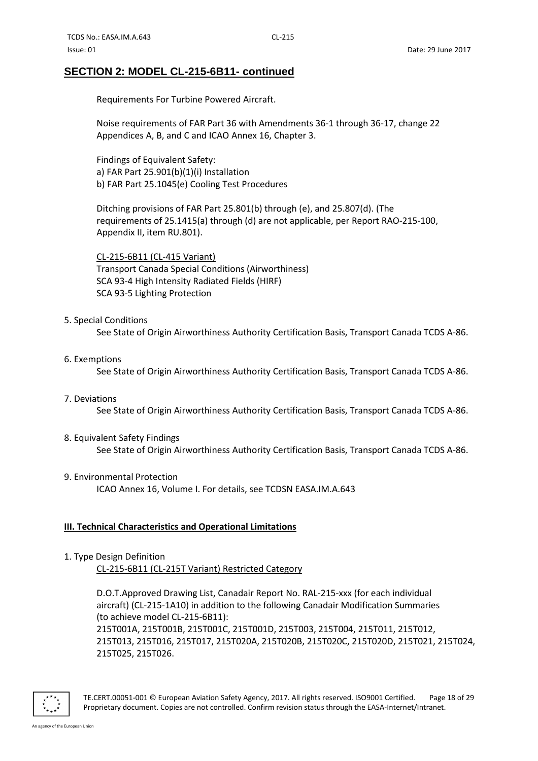## SECTION 2: MODEL CL-215-6B11- continued

Requirements For Turbine Powered Aircraft.

Noise requirements of FAR Part 36 with Amendments 36-1 through 36-17, change 22 Appendices A, B, and C and ICAO Annex 16, Chapter 3.

Findings of Equivalent Safety:
a) FAR Part 25.901(b)(1)(i) Installation
b) FAR Part 25.1045(e) Cooling Test Procedures

Ditching provisions of FAR Part 25.801(b) through (e), and 25.807(d). (The requirements of 25.1415(a) through (d) are not applicable, per Report RAO-215-100, Appendix II, item RU.801).

CL-215-6B11 (CL-415 Variant)
Transport Canada Special Conditions (Airworthiness)
SCA 93-4 High Intensity Radiated Fields (HIRF)
SCA 93-5 Lighting Protection

5. Special Conditions

See State of Origin Airworthiness Authority Certification Basis, Transport Canada TCDS A-86.

6. Exemptions

See State of Origin Airworthiness Authority Certification Basis, Transport Canada TCDS A-86.

7. Deviations

See State of Origin Airworthiness Authority Certification Basis, Transport Canada TCDS A-86.

8. Equivalent Safety Findings

See State of Origin Airworthiness Authority Certification Basis, Transport Canada TCDS A-86.

9. Environmental Protection

ICAO Annex 16, Volume I. For details, see TCDSN EASA.IM.A.643

### III. Technical Characteristics and Operational Limitations

1. Type Design Definition

CL-215-6B11 (CL-215T Variant) Restricted Category

D.O.T.Approved Drawing List, Canadair Report No. RAL-215-xxx (for each individual aircraft) (CL-215-1A10) in addition to the following Canadair Modification Summaries (to achieve model CL-215-6B11):
215T001A, 215T001B, 215T001C, 215T001D, 215T003, 215T004, 215T011, 215T012, 215T013, 215T016, 215T017, 215T020A, 215T020B, 215T020C, 215T020D, 215T021, 215T024, 215T025, 215T026.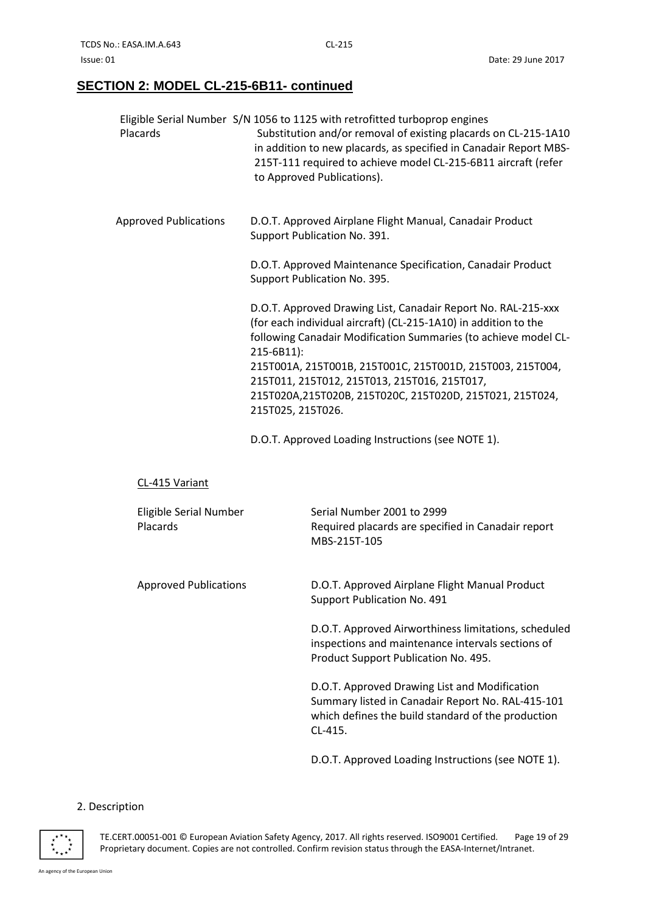## SECTION 2: MODEL CL-215-6B11- continued

| | |
|---|---|
| Eligible Serial Number | S/N 1056 to 1125 with retrofitted turboprop engines |
| Placards | Substitution and/or removal of existing placards on CL-215-1A10 in addition to new placards, as specified in Canadair Report MBS-215T-111 required to achieve model CL-215-6B11 aircraft (refer to Approved Publications). |
| Approved Publications | D.O.T. Approved Airplane Flight Manual, Canadair Product Support Publication No. 391. |
| | D.O.T. Approved Maintenance Specification, Canadair Product Support Publication No. 395. |
| | D.O.T. Approved Drawing List, Canadair Report No. RAL-215-xxx (for each individual aircraft) (CL-215-1A10) in addition to the following Canadair Modification Summaries (to achieve model CL-215-6B11): 215T001A, 215T001B, 215T001C, 215T001D, 215T003, 215T004, 215T011, 215T012, 215T013, 215T016, 215T017, 215T020A,215T020B, 215T020C, 215T020D, 215T021, 215T024, 215T025, 215T026. |
| | D.O.T. Approved Loading Instructions (see NOTE 1). |

CL-415 Variant

| | |
|---|---|
| Eligible Serial Number | Serial Number 2001 to 2999 |
| Placards | Required placards are specified in Canadair report MBS-215T-105 |
| Approved Publications | D.O.T. Approved Airplane Flight Manual Product Support Publication No. 491 |
| | D.O.T. Approved Airworthiness limitations, scheduled inspections and maintenance intervals sections of Product Support Publication No. 495. |
| | D.O.T. Approved Drawing List and Modification Summary listed in Canadair Report No. RAL-415-101 which defines the build standard of the production CL-415. |
| | D.O.T. Approved Loading Instructions (see NOTE 1). |

2. Description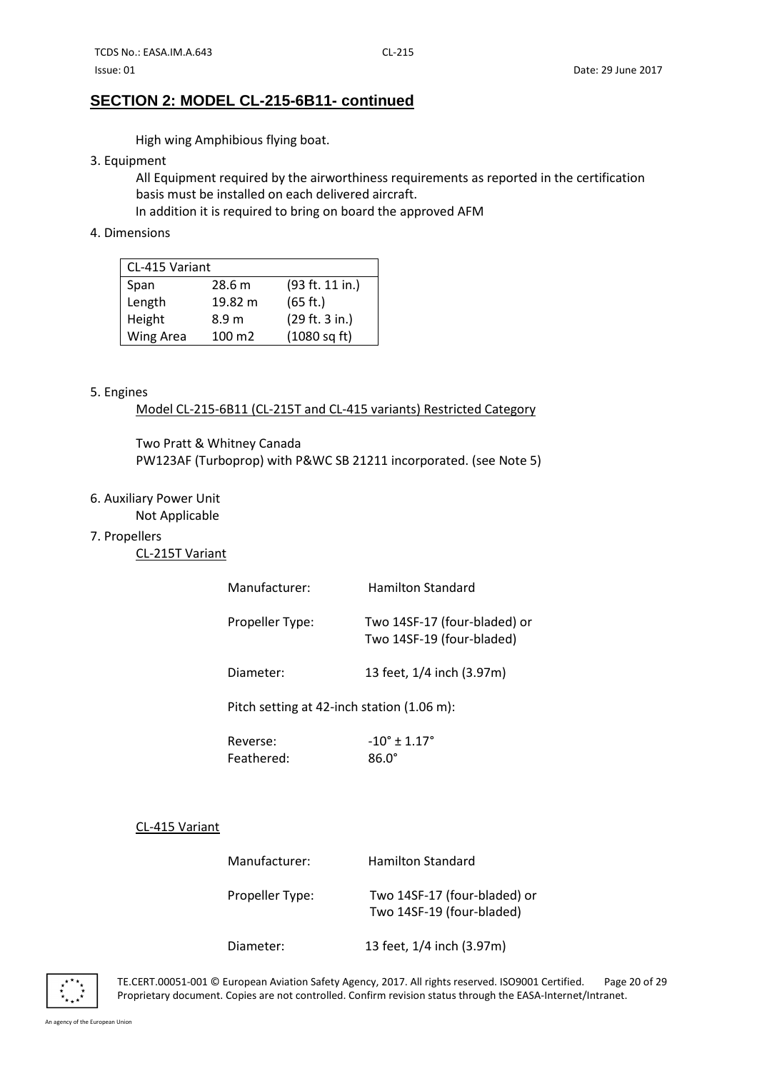## SECTION 2: MODEL CL-215-6B11- continued

High wing Amphibious flying boat.

3. Equipment

   All Equipment required by the airworthiness requirements as reported in the certification basis must be installed on each delivered aircraft.
   In addition it is required to bring on board the approved AFM

4. Dimensions

| CL-415 Variant | | |
|---|---|---|
| Span | 28.6 m | (93 ft. 11 in.) |
| Length | 19.82 m | (65 ft.) |
| Height | 8.9 m | (29 ft. 3 in.) |
| Wing Area | 100 m2 | (1080 sq ft) |

5. Engines

   Model CL-215-6B11 (CL-215T and CL-415 variants) Restricted Category

   Two Pratt & Whitney Canada
   PW123AF (Turboprop) with P&WC SB 21211 incorporated. (see Note 5)

6. Auxiliary Power Unit

   Not Applicable

7. Propellers

   CL-215T Variant

   Manufacturer: Hamilton Standard

   Propeller Type: Two 14SF-17 (four-bladed) or Two 14SF-19 (four-bladed)

   Diameter: 13 feet, 1/4 inch (3.97m)

   Pitch setting at 42-inch station (1.06 m):

   Reverse: -10° ± 1.17°
   Feathered: 86.0°

   CL-415 Variant

   Manufacturer: Hamilton Standard

   Propeller Type: Two 14SF-17 (four-bladed) or Two 14SF-19 (four-bladed)

   Diameter: 13 feet, 1/4 inch (3.97m)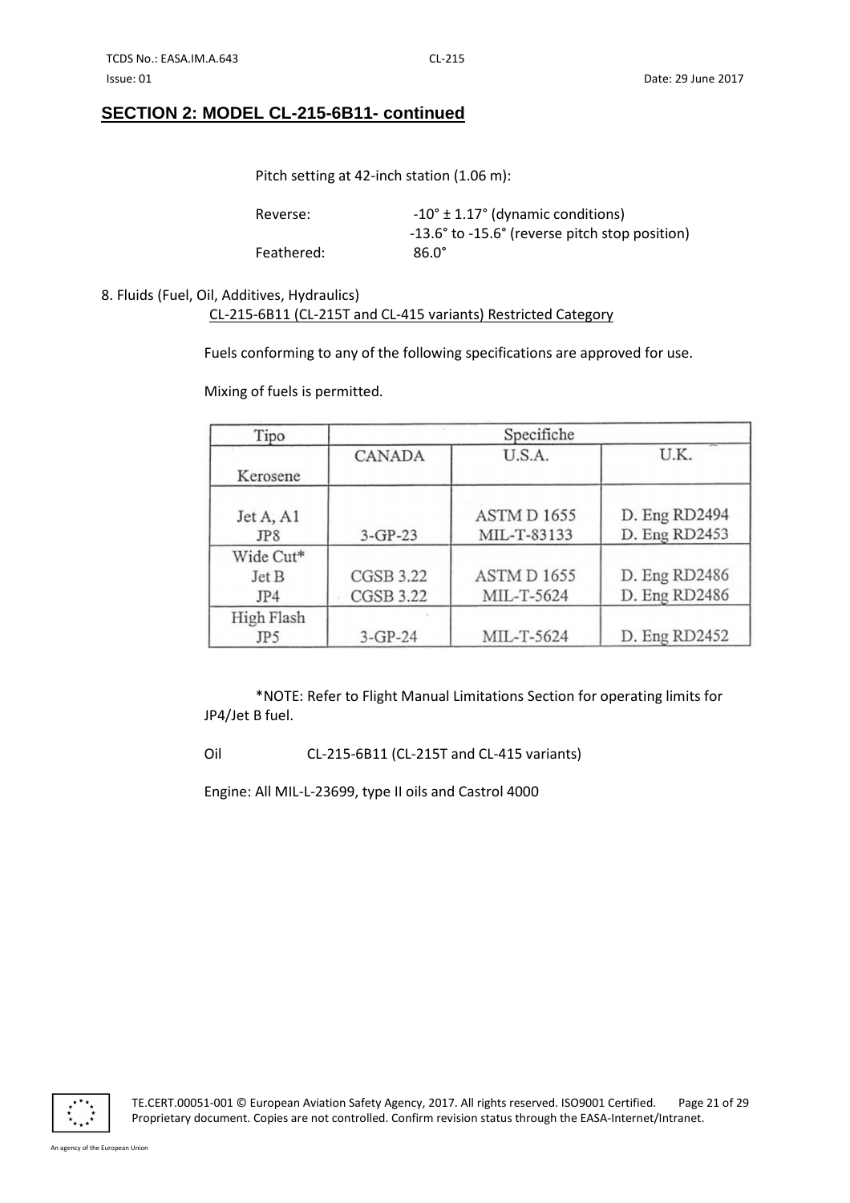## SECTION 2: MODEL CL-215-6B11- continued

Pitch setting at 42-inch station (1.06 m):

| | |
|---|---|
| Reverse: | -10° ± 1.17° (dynamic conditions) |
| | -13.6° to -15.6° (reverse pitch stop position) |
| Feathered: | 86.0° |

8. Fluids (Fuel, Oil, Additives, Hydraulics)

<u>CL-215-6B11 (CL-215T and CL-415 variants) Restricted Category</u>

Fuels conforming to any of the following specifications are approved for use.

Mixing of fuels is permitted.

| Tipo | Specifiche | | |
|---|---|---|---|
| Kerosene | CANADA | U.S.A. | U.K. |
| Jet A, A1<br>JP8 | <br>3-GP-23 | ASTM D 1655<br>MIL-T-83133 | D. Eng RD2494<br>D. Eng RD2453 |
| Wide Cut*<br>Jet B<br>JP4 | <br>CGSB 3.22<br>CGSB 3.22 | <br>ASTM D 1655<br>MIL-T-5624 | <br>D. Eng RD2486<br>D. Eng RD2486 |
| High Flash<br>JP5 | <br>3-GP-24 | <br>MIL-T-5624 | <br>D. Eng RD2452 |

*NOTE: Refer to Flight Manual Limitations Section for operating limits for JP4/Jet B fuel.

Oil CL-215-6B11 (CL-215T and CL-415 variants)

Engine: All MIL-L-23699, type II oils and Castrol 4000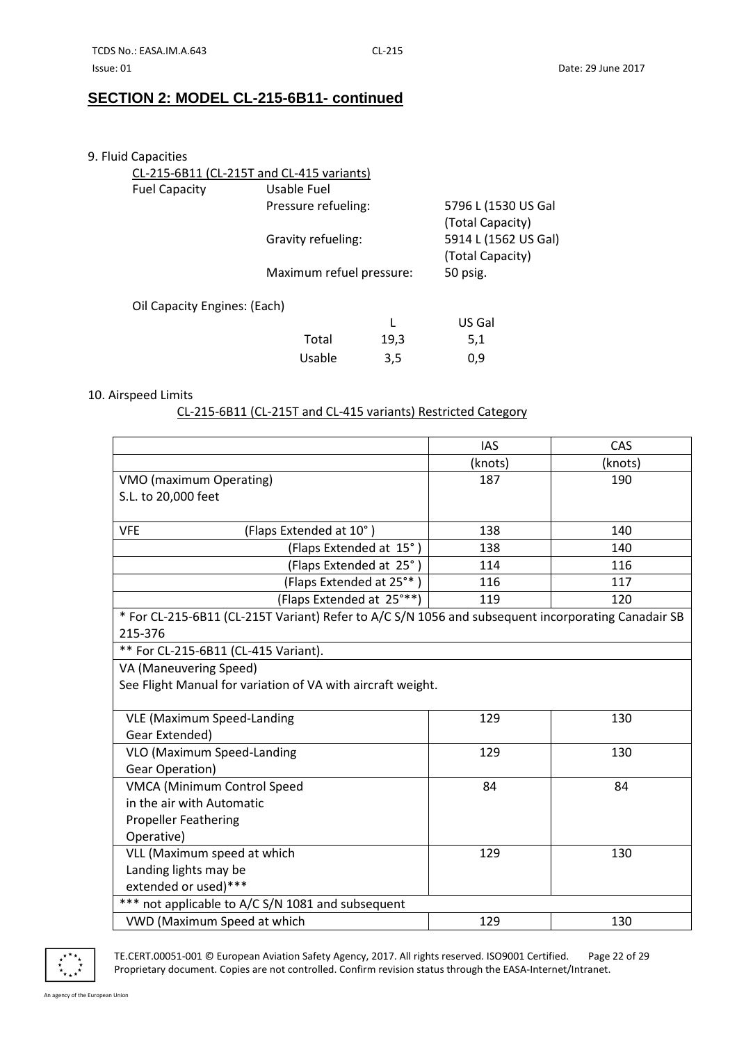## SECTION 2: MODEL CL-215-6B11- continued

9. Fluid Capacities

CL-215-6B11 (CL-215T and CL-415 variants)

| Fuel Capacity | Usable Fuel | |
|---|---|---|
| | Pressure refueling: | 5796 L (1530 US Gal (Total Capacity) |
| | Gravity refueling: | 5914 L (1562 US Gal) (Total Capacity) |
| | Maximum refuel pressure: | 50 psig. |

Oil Capacity Engines: (Each)

| | L | US Gal |
|---|---|---|
| Total | 19,3 | 5,1 |
| Usable | 3,5 | 0,9 |

10. Airspeed Limits

CL-215-6B11 (CL-215T and CL-415 variants) Restricted Category

| | IAS (knots) | CAS (knots) |
|---|---|---|
| VMO (maximum Operating) S.L. to 20,000 feet | 187 | 190 |
| VFE (Flaps Extended at 10°) | 138 | 140 |
| (Flaps Extended at 15°) | 138 | 140 |
| (Flaps Extended at 25°) | 114 | 116 |
| (Flaps Extended at 25°*) | 116 | 117 |
| (Flaps Extended at 25°**) | 119 | 120 |
| * For CL-215-6B11 (CL-215T Variant) Refer to A/C S/N 1056 and subsequent incorporating Canadair SB 215-376 | | |
| ** For CL-215-6B11 (CL-415 Variant). | | |
| VA (Maneuvering Speed) See Flight Manual for variation of VA with aircraft weight. | | |
| VLE (Maximum Speed-Landing Gear Extended) | 129 | 130 |
| VLO (Maximum Speed-Landing Gear Operation) | 129 | 130 |
| VMCA (Minimum Control Speed in the air with Automatic Propeller Feathering Operative) | 84 | 84 |
| VLL (Maximum speed at which Landing lights may be extended or used)*** | 129 | 130 |
| *** not applicable to A/C S/N 1081 and subsequent | | |
| VWD (Maximum Speed at which | 129 | 130 |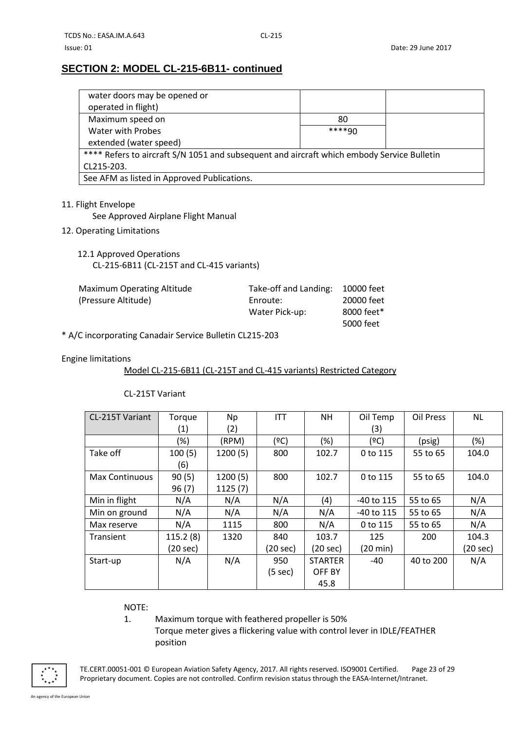## SECTION 2: MODEL CL-215-6B11- continued

| | | |
|---|---|---|
| water doors may be opened or operated in flight) | | |
| Maximum speed on Water with Probes extended (water speed) | 80<br>****90 | |
| **** Refers to aircraft S/N 1051 and subsequent and aircraft which embody Service Bulletin CL215-203. | | |
| See AFM as listed in Approved Publications. | | |

11. Flight Envelope

    See Approved Airplane Flight Manual

12. Operating Limitations

    12.1 Approved Operations

    CL-215-6B11 (CL-215T and CL-415 variants)

| | | |
|---|---|---|
| Maximum Operating Altitude (Pressure Altitude) | Take-off and Landing: | 10000 feet |
| | Enroute: | 20000 feet |
| | Water Pick-up: | 8000 feet* |
| | | 5000 feet |

\* A/C incorporating Canadair Service Bulletin CL215-203

Engine limitations

Model CL-215-6B11 (CL-215T and CL-415 variants) Restricted Category

CL-215T Variant

| CL-215T Variant | Torque (1) | Np (2) | ITT | NH | Oil Temp (3) | Oil Press | NL |
|---|---|---|---|---|---|---|---|
| | (%) | (RPM) | (ºC) | (%) | (ºC) | (psig) | (%) |
| Take off | 100 (5) (6) | 1200 (5) | 800 | 102.7 | 0 to 115 | 55 to 65 | 104.0 |
| Max Continuous | 90 (5) 96 (7) | 1200 (5) 1125 (7) | 800 | 102.7 | 0 to 115 | 55 to 65 | 104.0 |
| Min in flight | N/A | N/A | N/A | (4) | -40 to 115 | 55 to 65 | N/A |
| Min on ground | N/A | N/A | N/A | N/A | -40 to 115 | 55 to 65 | N/A |
| Max reserve | N/A | 1115 | 800 | N/A | 0 to 115 | 55 to 65 | N/A |
| Transient | 115.2 (8) (20 sec) | 1320 | 840 (20 sec) | 103.7 (20 sec) | 125 (20 min) | 200 | 104.3 (20 sec) |
| Start-up | N/A | N/A | 950 (5 sec) | STARTER OFF BY 45.8 | -40 | 40 to 200 | N/A |

NOTE:

1. Maximum torque with feathered propeller is 50%
   Torque meter gives a flickering value with control lever in IDLE/FEATHER position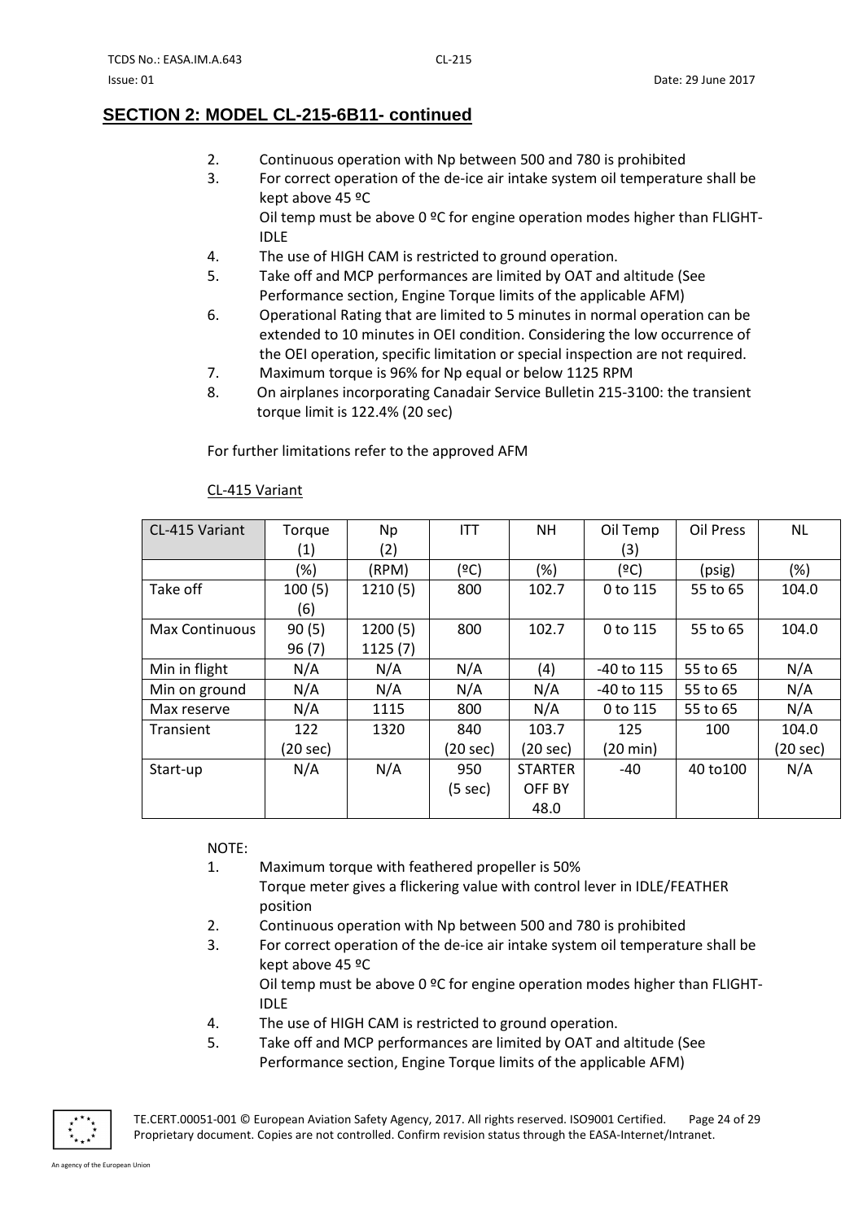## SECTION 2: MODEL CL-215-6B11- continued

2. Continuous operation with Np between 500 and 780 is prohibited
3. For correct operation of the de-ice air intake system oil temperature shall be kept above 45 ºC
   Oil temp must be above 0 ºC for engine operation modes higher than FLIGHT-IDLE
4. The use of HIGH CAM is restricted to ground operation.
5. Take off and MCP performances are limited by OAT and altitude (See Performance section, Engine Torque limits of the applicable AFM)
6. Operational Rating that are limited to 5 minutes in normal operation can be extended to 10 minutes in OEI condition. Considering the low occurrence of the OEI operation, specific limitation or special inspection are not required.
7. Maximum torque is 96% for Np equal or below 1125 RPM
8. On airplanes incorporating Canadair Service Bulletin 215-3100: the transient torque limit is 122.4% (20 sec)

For further limitations refer to the approved AFM

CL-415 Variant

| CL-415 Variant | Torque (1) | Np (2) | ITT | NH | Oil Temp (3) | Oil Press | NL |
|---|---|---|---|---|---|---|---|
| | (%) | (RPM) | (ºC) | (%) | (ºC) | (psig) | (%) |
| Take off | 100 (5) (6) | 1210 (5) | 800 | 102.7 | 0 to 115 | 55 to 65 | 104.0 |
| Max Continuous | 90 (5) 96 (7) | 1200 (5) 1125 (7) | 800 | 102.7 | 0 to 115 | 55 to 65 | 104.0 |
| Min in flight | N/A | N/A | N/A | (4) | -40 to 115 | 55 to 65 | N/A |
| Min on ground | N/A | N/A | N/A | N/A | -40 to 115 | 55 to 65 | N/A |
| Max reserve | N/A | 1115 | 800 | N/A | 0 to 115 | 55 to 65 | N/A |
| Transient | 122 (20 sec) | 1320 | 840 (20 sec) | 103.7 (20 sec) | 125 (20 min) | 100 | 104.0 (20 sec) |
| Start-up | N/A | N/A | 950 (5 sec) | STARTER OFF BY 48.0 | -40 | 40 to100 | N/A |

NOTE:

1. Maximum torque with feathered propeller is 50%
   Torque meter gives a flickering value with control lever in IDLE/FEATHER position
2. Continuous operation with Np between 500 and 780 is prohibited
3. For correct operation of the de-ice air intake system oil temperature shall be kept above 45 ºC
   Oil temp must be above 0 ºC for engine operation modes higher than FLIGHT-IDLE
4. The use of HIGH CAM is restricted to ground operation.
5. Take off and MCP performances are limited by OAT and altitude (See Performance section, Engine Torque limits of the applicable AFM)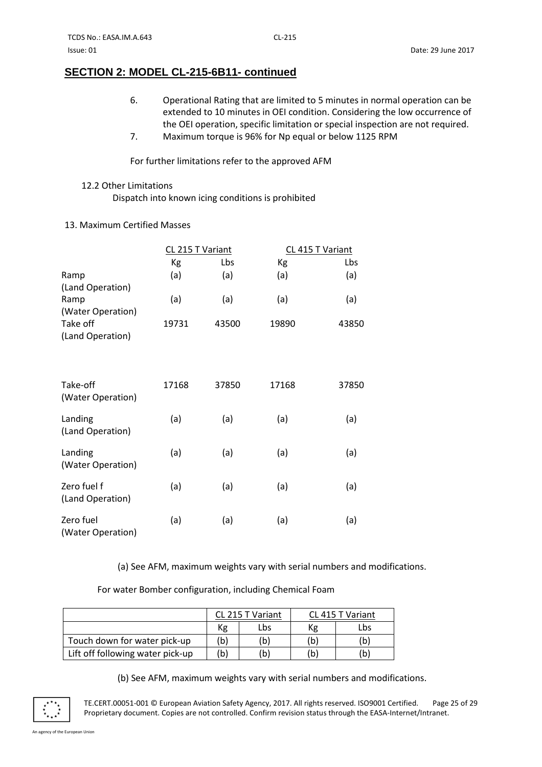## SECTION 2: MODEL CL-215-6B11- continued

6. Operational Rating that are limited to 5 minutes in normal operation can be extended to 10 minutes in OEI condition. Considering the low occurrence of the OEI operation, specific limitation or special inspection are not required.
7. Maximum torque is 96% for Np equal or below 1125 RPM

For further limitations refer to the approved AFM

12.2 Other Limitations

Dispatch into known icing conditions is prohibited

13. Maximum Certified Masses

| | CL 215 T Variant | | CL 415 T Variant | |
|---|---|---|---|---|
| | Kg | Lbs | Kg | Lbs |
| Ramp (Land Operation) | (a) | (a) | (a) | (a) |
| Ramp (Water Operation) | (a) | (a) | (a) | (a) |
| Take off (Land Operation) | 19731 | 43500 | 19890 | 43850 |
| Take-off (Water Operation) | 17168 | 37850 | 17168 | 37850 |
| Landing (Land Operation) | (a) | (a) | (a) | (a) |
| Landing (Water Operation) | (a) | (a) | (a) | (a) |
| Zero fuel f (Land Operation) | (a) | (a) | (a) | (a) |
| Zero fuel (Water Operation) | (a) | (a) | (a) | (a) |

(a) See AFM, maximum weights vary with serial numbers and modifications.

For water Bomber configuration, including Chemical Foam

| | CL 215 T Variant | | CL 415 T Variant | |
|---|---|---|---|---|
| | Kg | Lbs | Kg | Lbs |
| Touch down for water pick-up | (b) | (b) | (b) | (b) |
| Lift off following water pick-up | (b) | (b) | (b) | (b) |

(b) See AFM, maximum weights vary with serial numbers and modifications.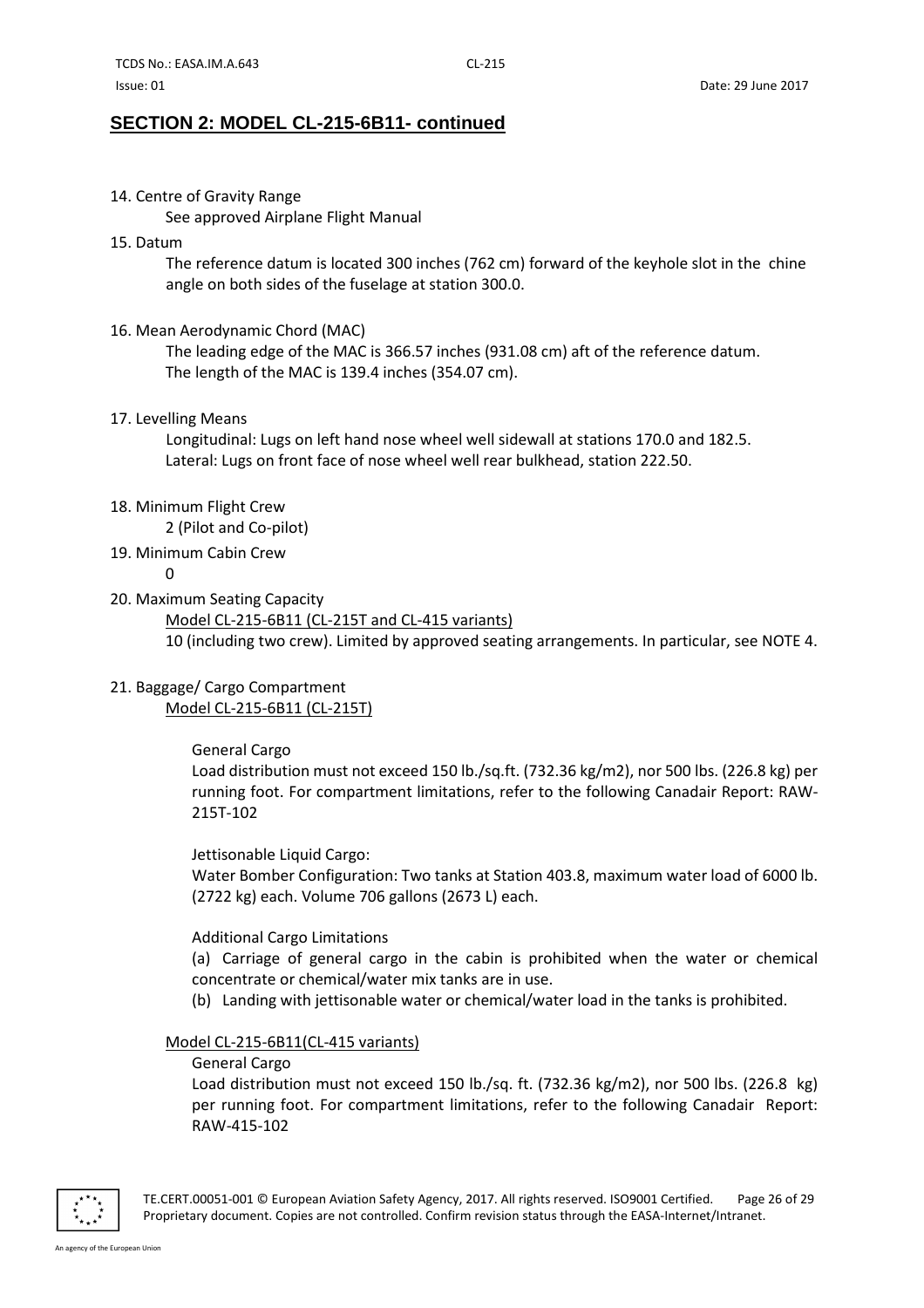## SECTION 2: MODEL CL-215-6B11- continued

14. Centre of Gravity Range

    See approved Airplane Flight Manual

15. Datum

    The reference datum is located 300 inches (762 cm) forward of the keyhole slot in the chine angle on both sides of the fuselage at station 300.0.

16. Mean Aerodynamic Chord (MAC)

    The leading edge of the MAC is 366.57 inches (931.08 cm) aft of the reference datum.
    The length of the MAC is 139.4 inches (354.07 cm).

17. Levelling Means

    Longitudinal: Lugs on left hand nose wheel well sidewall at stations 170.0 and 182.5.
    Lateral: Lugs on front face of nose wheel well rear bulkhead, station 222.50.

18. Minimum Flight Crew

    2 (Pilot and Co-pilot)

19. Minimum Cabin Crew

    0

20. Maximum Seating Capacity

    Model CL-215-6B11 (CL-215T and CL-415 variants)
    10 (including two crew). Limited by approved seating arrangements. In particular, see NOTE 4.

21. Baggage/ Cargo Compartment

    Model CL-215-6B11 (CL-215T)

    General Cargo
    Load distribution must not exceed 150 lb./sq.ft. (732.36 kg/m2), nor 500 lbs. (226.8 kg) per running foot. For compartment limitations, refer to the following Canadair Report: RAW-215T-102

    Jettisonable Liquid Cargo:
    Water Bomber Configuration: Two tanks at Station 403.8, maximum water load of 6000 lb. (2722 kg) each. Volume 706 gallons (2673 L) each.

    Additional Cargo Limitations
    (a) Carriage of general cargo in the cabin is prohibited when the water or chemical concentrate or chemical/water mix tanks are in use.
    (b) Landing with jettisonable water or chemical/water load in the tanks is prohibited.

    Model CL-215-6B11(CL-415 variants)

    General Cargo
    Load distribution must not exceed 150 lb./sq. ft. (732.36 kg/m2), nor 500 lbs. (226.8 kg) per running foot. For compartment limitations, refer to the following Canadair Report: RAW-415-102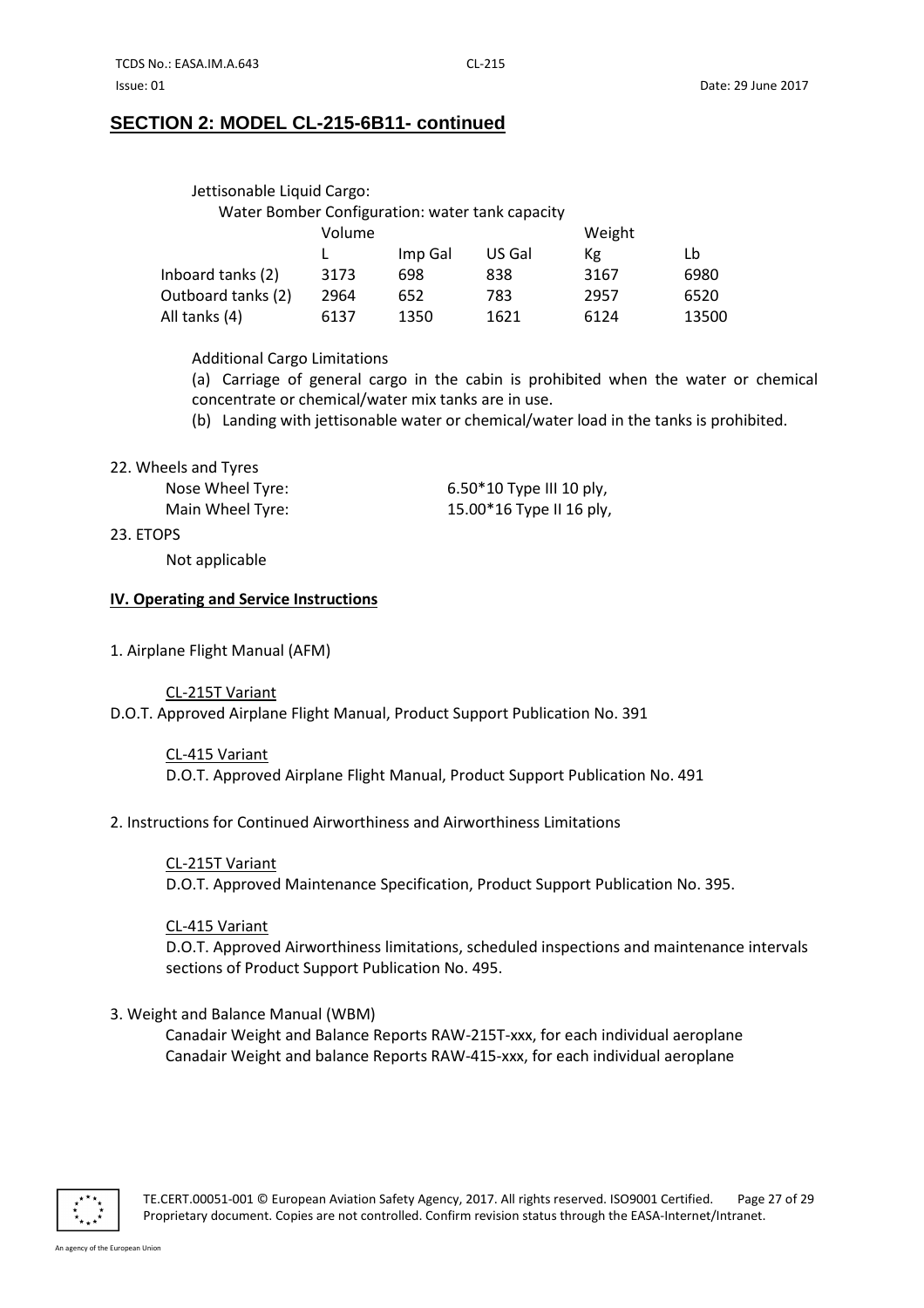## SECTION 2: MODEL CL-215-6B11- continued

Jettisonable Liquid Cargo:

Water Bomber Configuration: water tank capacity

| | Volume | | | Weight | |
|---|---|---|---|---|---|
| | L | Imp Gal | US Gal | Kg | Lb |
| Inboard tanks (2) | 3173 | 698 | 838 | 3167 | 6980 |
| Outboard tanks (2) | 2964 | 652 | 783 | 2957 | 6520 |
| All tanks (4) | 6137 | 1350 | 1621 | 6124 | 13500 |

Additional Cargo Limitations

(a) Carriage of general cargo in the cabin is prohibited when the water or chemical concentrate or chemical/water mix tanks are in use.

(b) Landing with jettisonable water or chemical/water load in the tanks is prohibited.

22. Wheels and Tyres

| | |
|---|---|
| Nose Wheel Tyre: | 6.50*10 Type III 10 ply, |
| Main Wheel Tyre: | 15.00*16 Type II 16 ply, |

23. ETOPS

Not applicable

**IV. Operating and Service Instructions**

1. Airplane Flight Manual (AFM)

CL-215T Variant

D.O.T. Approved Airplane Flight Manual, Product Support Publication No. 391

CL-415 Variant

D.O.T. Approved Airplane Flight Manual, Product Support Publication No. 491

2. Instructions for Continued Airworthiness and Airworthiness Limitations

CL-215T Variant

D.O.T. Approved Maintenance Specification, Product Support Publication No. 395.

CL-415 Variant

D.O.T. Approved Airworthiness limitations, scheduled inspections and maintenance intervals sections of Product Support Publication No. 495.

3. Weight and Balance Manual (WBM)

Canadair Weight and Balance Reports RAW-215T-xxx, for each individual aeroplane

Canadair Weight and balance Reports RAW-415-xxx, for each individual aeroplane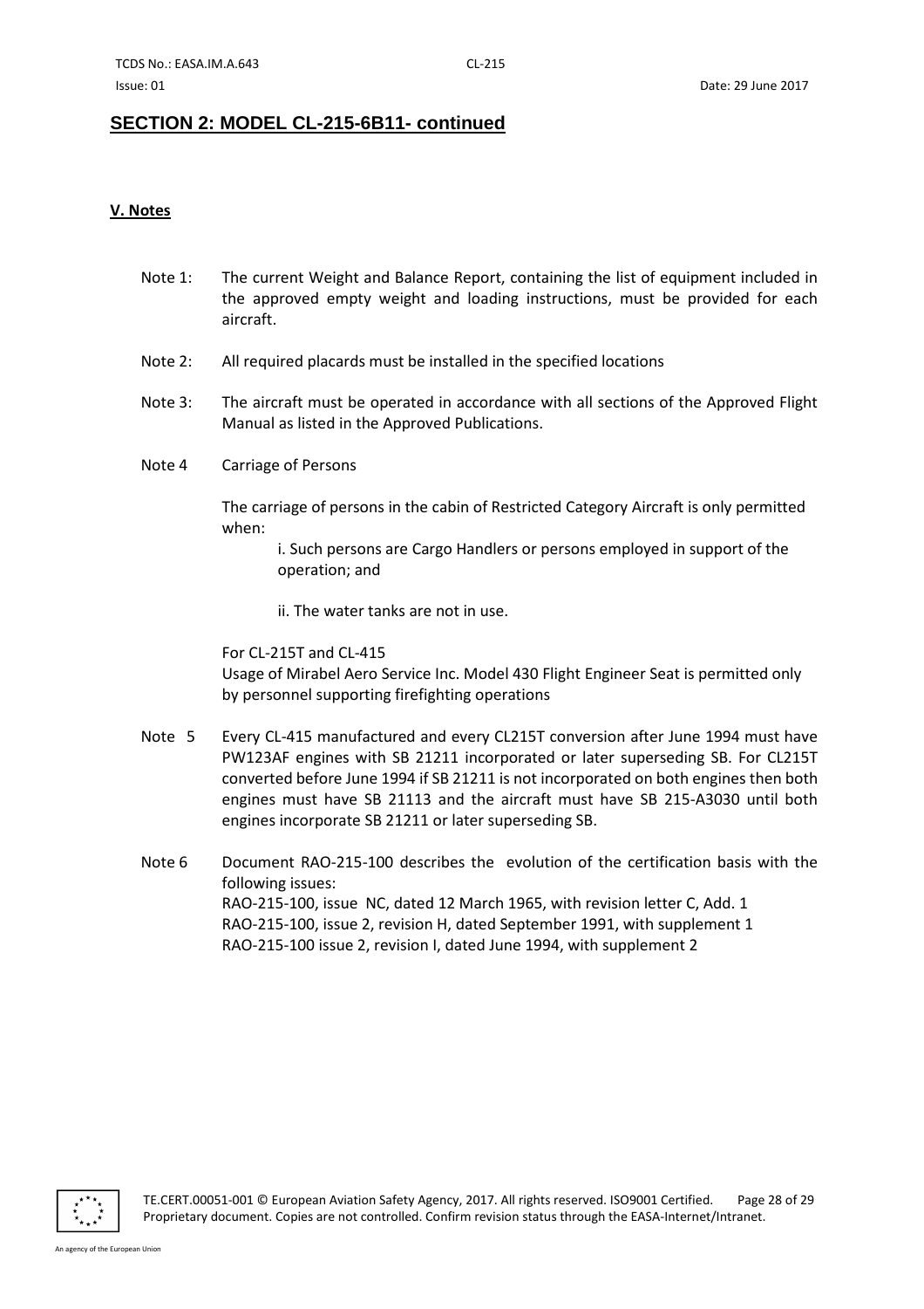## SECTION 2: MODEL CL-215-6B11- continued

**V. Notes**

Note 1: The current Weight and Balance Report, containing the list of equipment included in the approved empty weight and loading instructions, must be provided for each aircraft.

Note 2: All required placards must be installed in the specified locations

Note 3: The aircraft must be operated in accordance with all sections of the Approved Flight Manual as listed in the Approved Publications.

Note 4 Carriage of Persons

The carriage of persons in the cabin of Restricted Category Aircraft is only permitted when:

i. Such persons are Cargo Handlers or persons employed in support of the operation; and

ii. The water tanks are not in use.

For CL-215T and CL-415
Usage of Mirabel Aero Service Inc. Model 430 Flight Engineer Seat is permitted only by personnel supporting firefighting operations

Note 5 Every CL-415 manufactured and every CL215T conversion after June 1994 must have PW123AF engines with SB 21211 incorporated or later superseding SB. For CL215T converted before June 1994 if SB 21211 is not incorporated on both engines then both engines must have SB 21113 and the aircraft must have SB 215-A3030 until both engines incorporate SB 21211 or later superseding SB.

Note 6 Document RAO-215-100 describes the evolution of the certification basis with the following issues:
RAO-215-100, issue NC, dated 12 March 1965, with revision letter C, Add. 1
RAO-215-100, issue 2, revision H, dated September 1991, with supplement 1
RAO-215-100 issue 2, revision I, dated June 1994, with supplement 2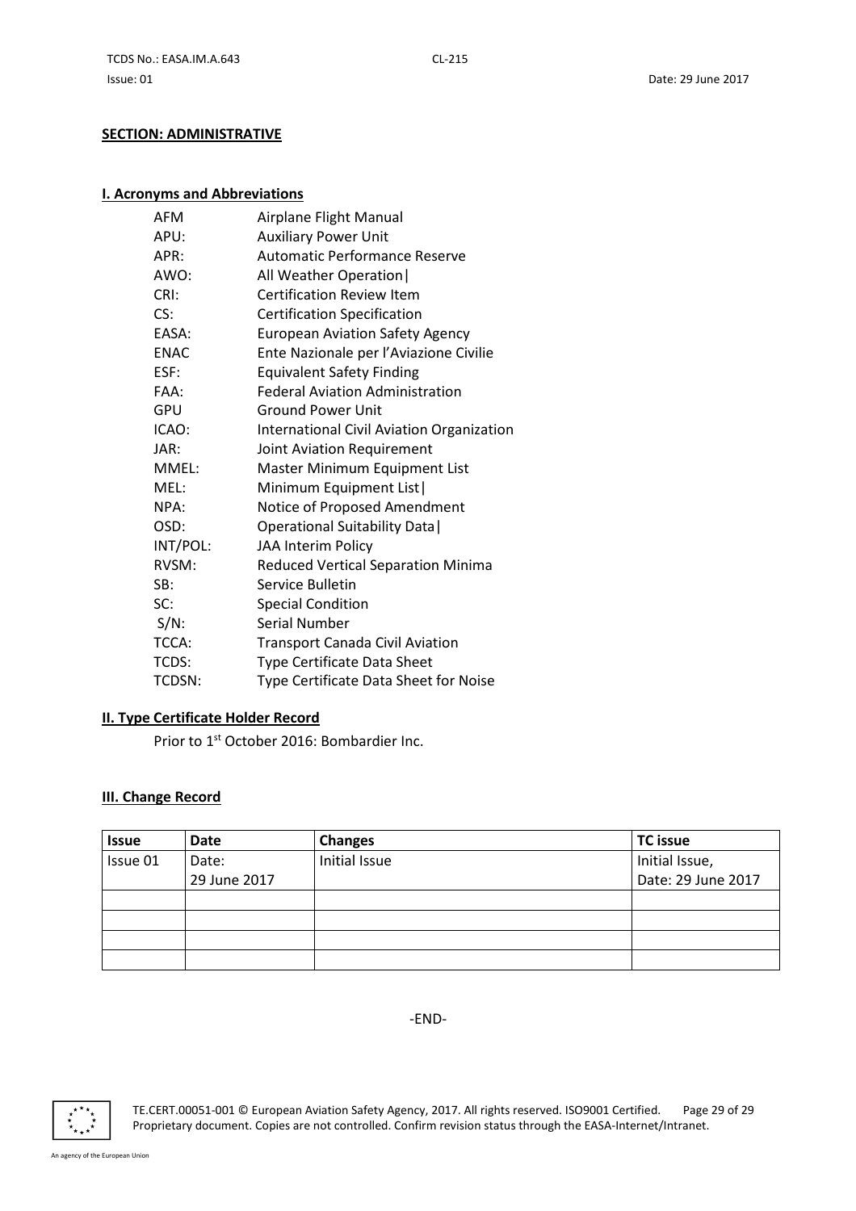## SECTION: ADMINISTRATIVE

### I. Acronyms and Abbreviations

| | |
|---|---|
| AFM | Airplane Flight Manual |
| APU: | Auxiliary Power Unit |
| APR: | Automatic Performance Reserve |
| AWO: | All Weather Operation| |
| CRI: | Certification Review Item |
| CS: | Certification Specification |
| EASA: | European Aviation Safety Agency |
| ENAC | Ente Nazionale per l'Aviazione Civilie |
| ESF: | Equivalent Safety Finding |
| FAA: | Federal Aviation Administration |
| GPU | Ground Power Unit |
| ICAO: | International Civil Aviation Organization |
| JAR: | Joint Aviation Requirement |
| MMEL: | Master Minimum Equipment List |
| MEL: | Minimum Equipment List| |
| NPA: | Notice of Proposed Amendment |
| OSD: | Operational Suitability Data| |
| INT/POL: | JAA Interim Policy |
| RVSM: | Reduced Vertical Separation Minima |
| SB: | Service Bulletin |
| SC: | Special Condition |
| S/N: | Serial Number |
| TCCA: | Transport Canada Civil Aviation |
| TCDS: | Type Certificate Data Sheet |
| TCDSN: | Type Certificate Data Sheet for Noise |

### II. Type Certificate Holder Record

Prior to 1st October 2016: Bombardier Inc.

### III. Change Record

| Issue | Date | Changes | TC issue |
|---|---|---|---|
| Issue 01 | Date: 29 June 2017 | Initial Issue | Initial Issue, Date: 29 June 2017 |
| | | | |
| | | | |
| | | | |
| | | | |

-END-